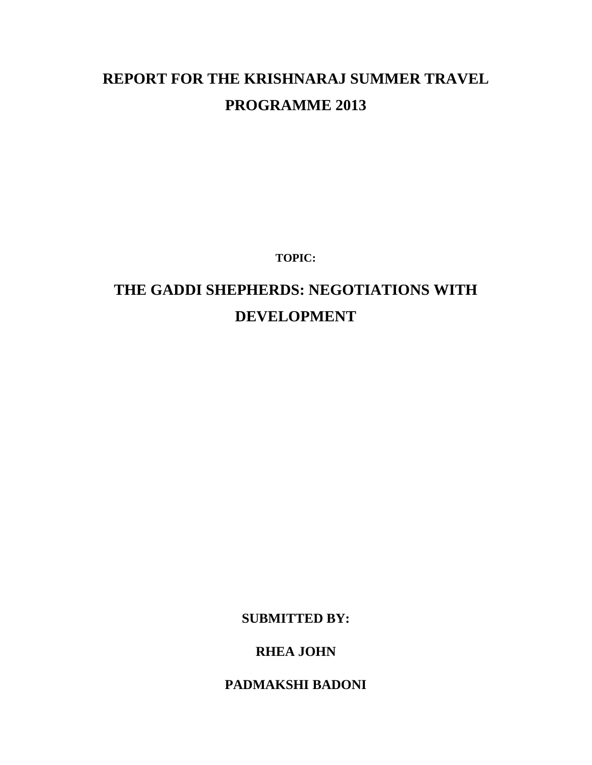# REPORT FOR THE KRISHNARAJ SUMMER TRAVEL PROGRAMME 2013

**TOPIC:**

## THE GADDI SHEPHERDS: NEGOTIATIONS WITH DEVELOPMENT

**SUBMITTED BY:**

**RHEA JOHN**

**PADMAKSHI BADONI**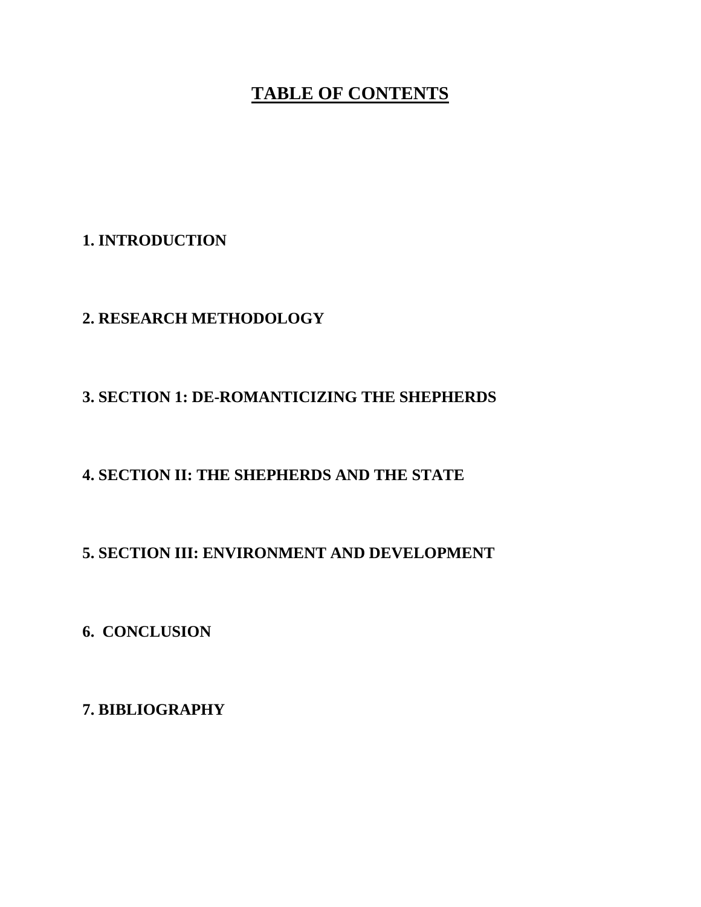# TABLE OF CONTENTS

**1. INTRODUCTION**

**2. RESEARCH METHODOLOGY**

**3. SECTION 1: DE-ROMANTICIZING THE SHEPHERDS**

**4. SECTION II: THE SHEPHERDS AND THE STATE**

**5. SECTION III: ENVIRONMENT AND DEVELOPMENT**

**6. CONCLUSION**

**7. BIBLIOGRAPHY**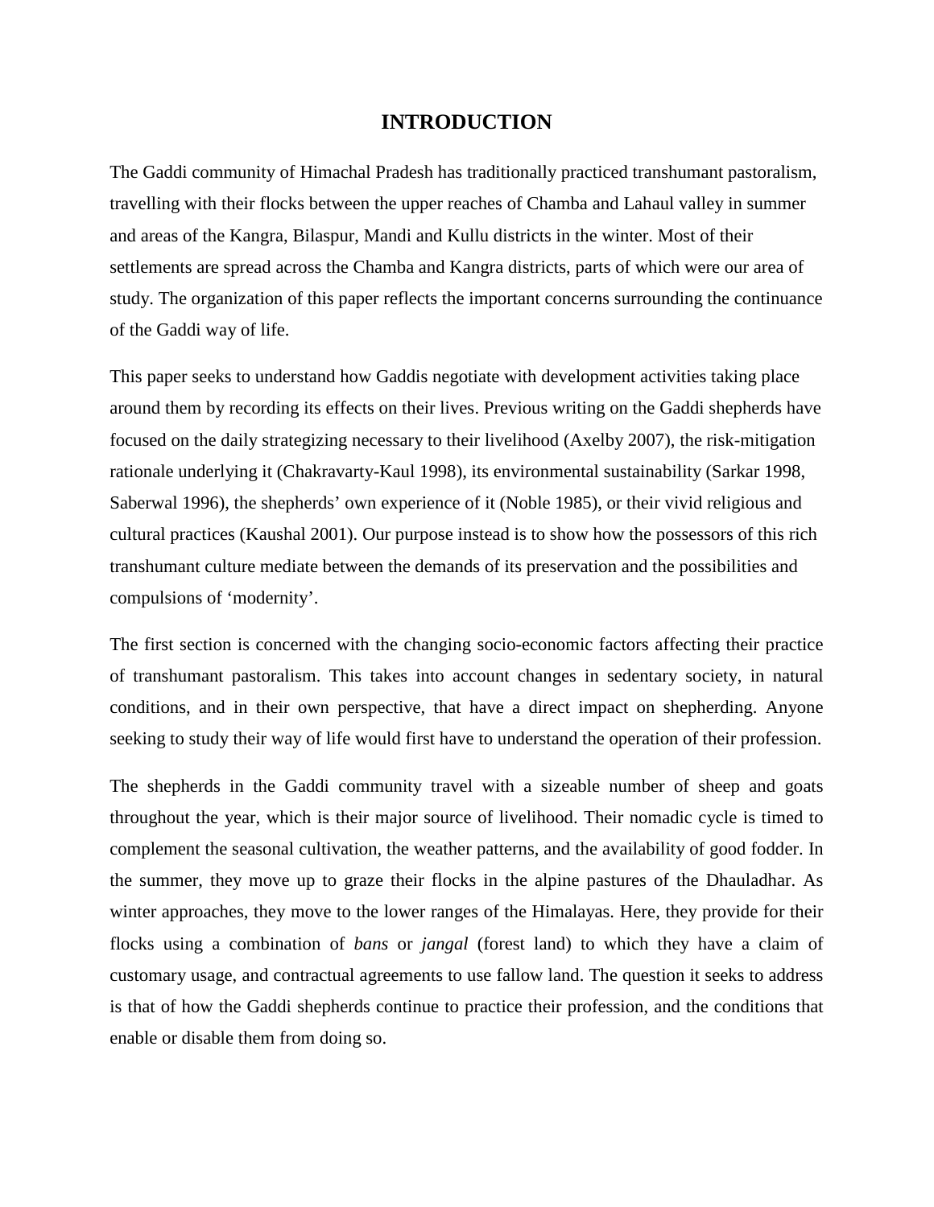# INTRODUCTION

The Gaddi community of Himachal Pradesh has traditionally practiced transhumant pastoralism, travelling with their flocks between the upper reaches of Chamba and Lahaul valley in summer and areas of the Kangra, Bilaspur, Mandi and Kullu districts in the winter. Most of their settlements are spread across the Chamba and Kangra districts, parts of which were our area of study. The organization of this paper reflects the important concerns surrounding the continuance of the Gaddi way of life.

This paper seeks to understand how Gaddis negotiate with development activities taking place around them by recording its effects on their lives. Previous writing on the Gaddi shepherds have focused on the daily strategizing necessary to their livelihood (Axelby 2007), the risk-mitigation rationale underlying it (Chakravarty-Kaul 1998), its environmental sustainability (Sarkar 1998, Saberwal 1996), the shepherds' own experience of it (Noble 1985), or their vivid religious and cultural practices (Kaushal 2001). Our purpose instead is to show how the possessors of this rich transhumant culture mediate between the demands of its preservation and the possibilities and compulsions of 'modernity'.

The first section is concerned with the changing socio-economic factors affecting their practice of transhumant pastoralism. This takes into account changes in sedentary society, in natural conditions, and in their own perspective, that have a direct impact on shepherding. Anyone seeking to study their way of life would first have to understand the operation of their profession.

The shepherds in the Gaddi community travel with a sizeable number of sheep and goats throughout the year, which is their major source of livelihood. Their nomadic cycle is timed to complement the seasonal cultivation, the weather patterns, and the availability of good fodder. In the summer, they move up to graze their flocks in the alpine pastures of the Dhauladhar. As winter approaches, they move to the lower ranges of the Himalayas. Here, they provide for their flocks using a combination of *bans* or *jangal* (forest land) to which they have a claim of customary usage, and contractual agreements to use fallow land. The question it seeks to address is that of how the Gaddi shepherds continue to practice their profession, and the conditions that enable or disable them from doing so.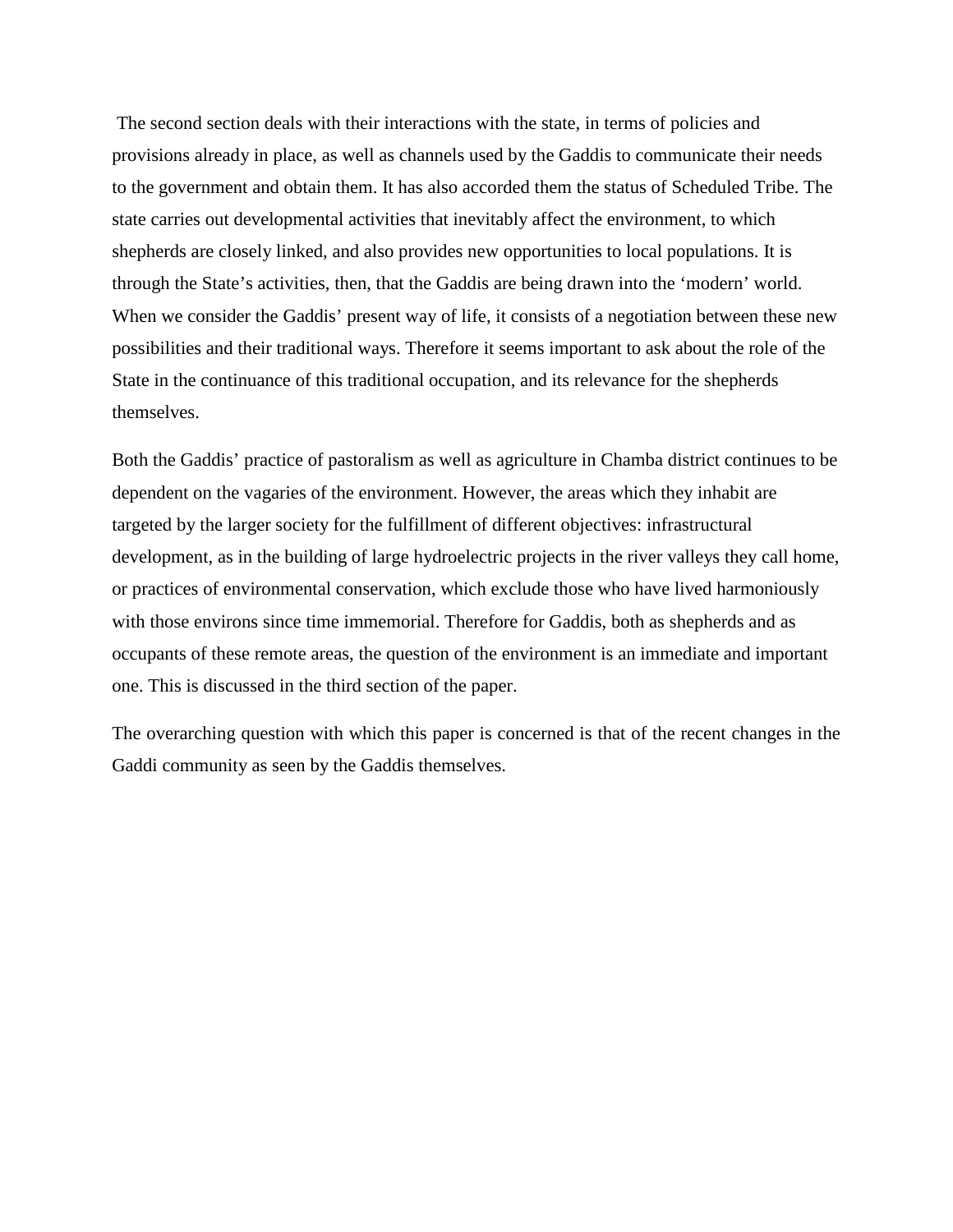The second section deals with their interactions with the state, in terms of policies and provisions already in place, as well as channels used by the Gaddis to communicate their needs to the government and obtain them. It has also accorded them the status of Scheduled Tribe. The state carries out developmental activities that inevitably affect the environment, to which shepherds are closely linked, and also provides new opportunities to local populations. It is through the State's activities, then, that the Gaddis are being drawn into the 'modern' world. When we consider the Gaddis' present way of life, it consists of a negotiation between these new possibilities and their traditional ways. Therefore it seems important to ask about the role of the State in the continuance of this traditional occupation, and its relevance for the shepherds themselves.

Both the Gaddis' practice of pastoralism as well as agriculture in Chamba district continues to be dependent on the vagaries of the environment. However, the areas which they inhabit are targeted by the larger society for the fulfillment of different objectives: infrastructural development, as in the building of large hydroelectric projects in the river valleys they call home, or practices of environmental conservation, which exclude those who have lived harmoniously with those environs since time immemorial. Therefore for Gaddis, both as shepherds and as occupants of these remote areas, the question of the environment is an immediate and important one. This is discussed in the third section of the paper.

The overarching question with which this paper is concerned is that of the recent changes in the Gaddi community as seen by the Gaddis themselves.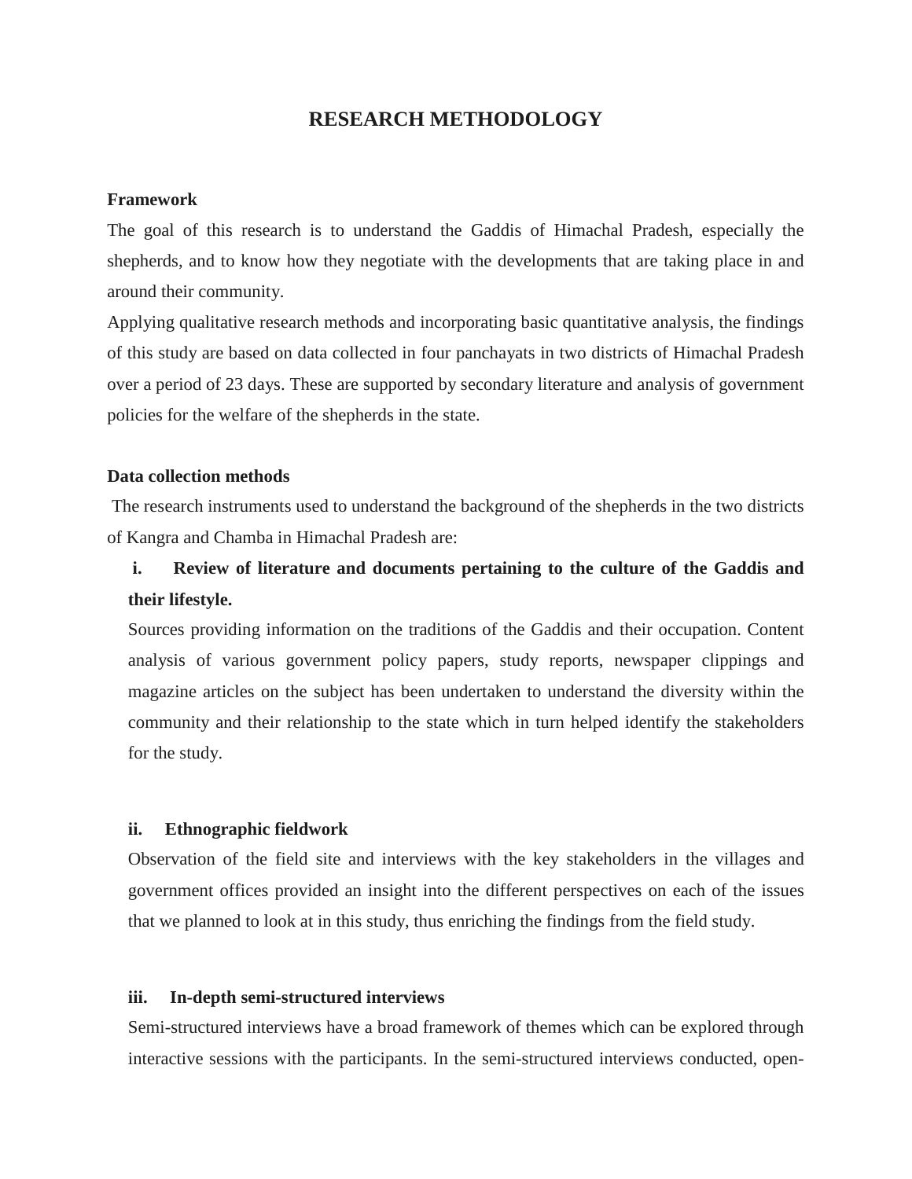# RESEARCH METHODOLOGY

**Framework**

The goal of this research is to understand the Gaddis of Himachal Pradesh, especially the shepherds, and to know how they negotiate with the developments that are taking place in and around their community.

Applying qualitative research methods and incorporating basic quantitative analysis, the findings of this study are based on data collected in four panchayats in two districts of Himachal Pradesh over a period of 23 days. These are supported by secondary literature and analysis of government policies for the welfare of the shepherds in the state.

**Data collection methods**

The research instruments used to understand the background of the shepherds in the two districts of Kangra and Chamba in Himachal Pradesh are:

**i. Review of literature and documents pertaining to the culture of the Gaddis and their lifestyle.**

Sources providing information on the traditions of the Gaddis and their occupation. Content analysis of various government policy papers, study reports, newspaper clippings and magazine articles on the subject has been undertaken to understand the diversity within the community and their relationship to the state which in turn helped identify the stakeholders for the study.

**ii. Ethnographic fieldwork**

Observation of the field site and interviews with the key stakeholders in the villages and government offices provided an insight into the different perspectives on each of the issues that we planned to look at in this study, thus enriching the findings from the field study.

**iii. In-depth semi-structured interviews**

Semi-structured interviews have a broad framework of themes which can be explored through interactive sessions with the participants. In the semi-structured interviews conducted, open-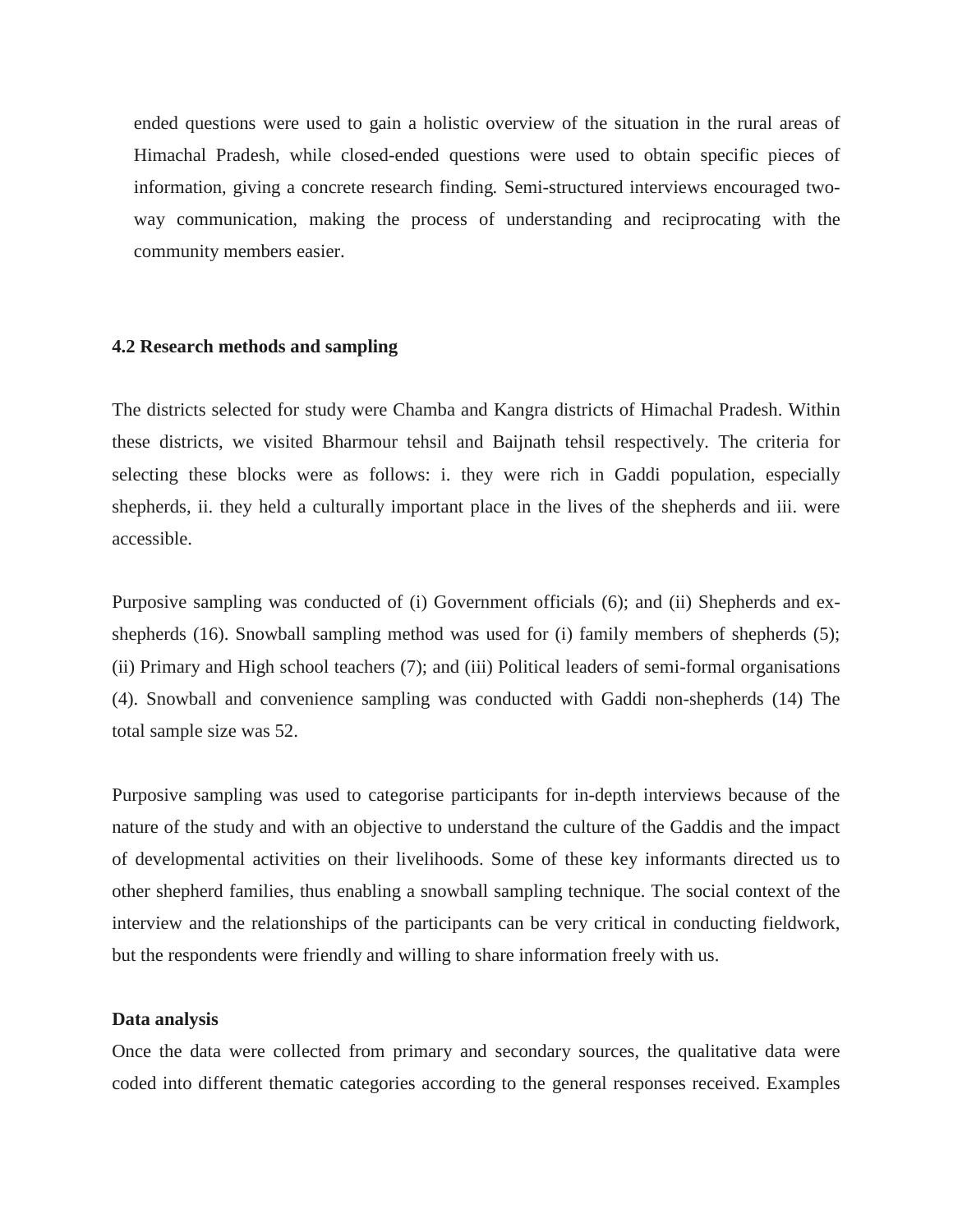ended questions were used to gain a holistic overview of the situation in the rural areas of Himachal Pradesh, while closed-ended questions were used to obtain specific pieces of information, giving a concrete research finding. Semi-structured interviews encouraged two-way communication, making the process of understanding and reciprocating with the community members easier.

## 4.2 Research methods and sampling

The districts selected for study were Chamba and Kangra districts of Himachal Pradesh. Within these districts, we visited Bharmour tehsil and Baijnath tehsil respectively. The criteria for selecting these blocks were as follows: i. they were rich in Gaddi population, especially shepherds, ii. they held a culturally important place in the lives of the shepherds and iii. were accessible.

Purposive sampling was conducted of (i) Government officials (6); and (ii) Shepherds and ex-shepherds (16). Snowball sampling method was used for (i) family members of shepherds (5); (ii) Primary and High school teachers (7); and (iii) Political leaders of semi-formal organisations (4). Snowball and convenience sampling was conducted with Gaddi non-shepherds (14) The total sample size was 52.

Purposive sampling was used to categorise participants for in-depth interviews because of the nature of the study and with an objective to understand the culture of the Gaddis and the impact of developmental activities on their livelihoods. Some of these key informants directed us to other shepherd families, thus enabling a snowball sampling technique. The social context of the interview and the relationships of the participants can be very critical in conducting fieldwork, but the respondents were friendly and willing to share information freely with us.

### Data analysis

Once the data were collected from primary and secondary sources, the qualitative data were coded into different thematic categories according to the general responses received. Examples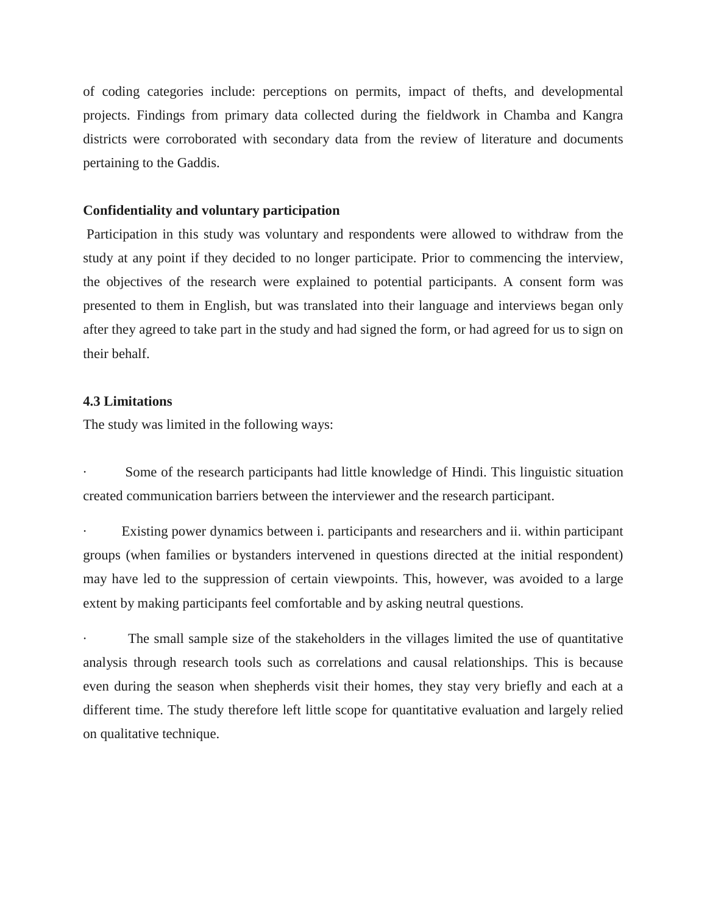of coding categories include: perceptions on permits, impact of thefts, and developmental projects. Findings from primary data collected during the fieldwork in Chamba and Kangra districts were corroborated with secondary data from the review of literature and documents pertaining to the Gaddis.

**Confidentiality and voluntary participation**

Participation in this study was voluntary and respondents were allowed to withdraw from the study at any point if they decided to no longer participate. Prior to commencing the interview, the objectives of the research were explained to potential participants. A consent form was presented to them in English, but was translated into their language and interviews began only after they agreed to take part in the study and had signed the form, or had agreed for us to sign on their behalf.

### 4.3 Limitations

The study was limited in the following ways:

- Some of the research participants had little knowledge of Hindi. This linguistic situation created communication barriers between the interviewer and the research participant.

- Existing power dynamics between i. participants and researchers and ii. within participant groups (when families or bystanders intervened in questions directed at the initial respondent) may have led to the suppression of certain viewpoints. This, however, was avoided to a large extent by making participants feel comfortable and by asking neutral questions.

- The small sample size of the stakeholders in the villages limited the use of quantitative analysis through research tools such as correlations and causal relationships. This is because even during the season when shepherds visit their homes, they stay very briefly and each at a different time. The study therefore left little scope for quantitative evaluation and largely relied on qualitative technique.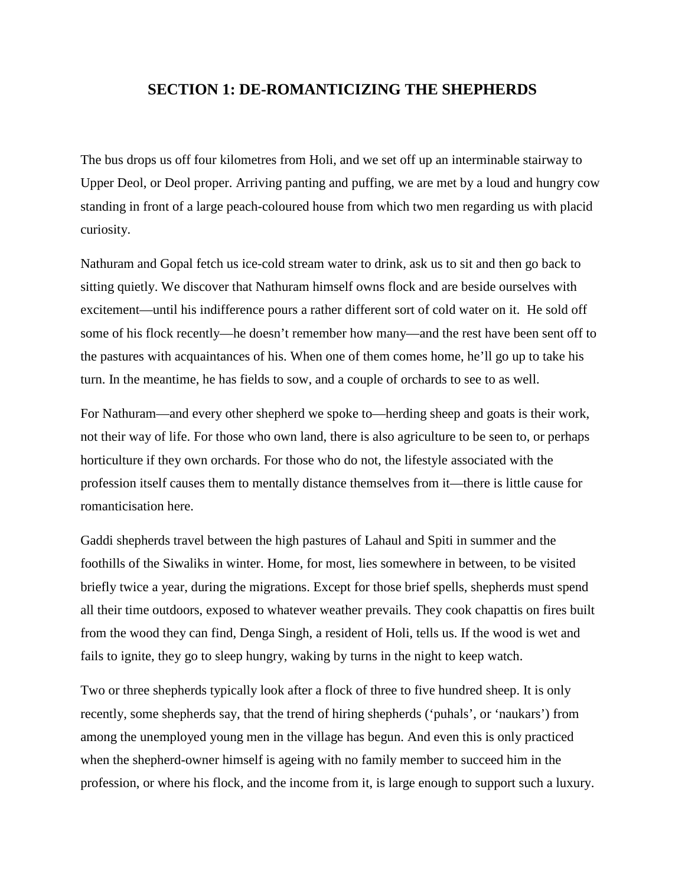## SECTION 1: DE-ROMANTICIZING THE SHEPHERDS

The bus drops us off four kilometres from Holi, and we set off up an interminable stairway to Upper Deol, or Deol proper. Arriving panting and puffing, we are met by a loud and hungry cow standing in front of a large peach-coloured house from which two men regarding us with placid curiosity.

Nathuram and Gopal fetch us ice-cold stream water to drink, ask us to sit and then go back to sitting quietly. We discover that Nathuram himself owns flock and are beside ourselves with excitement—until his indifference pours a rather different sort of cold water on it.  He sold off some of his flock recently—he doesn't remember how many—and the rest have been sent off to the pastures with acquaintances of his. When one of them comes home, he'll go up to take his turn. In the meantime, he has fields to sow, and a couple of orchards to see to as well.

For Nathuram—and every other shepherd we spoke to—herding sheep and goats is their work, not their way of life. For those who own land, there is also agriculture to be seen to, or perhaps horticulture if they own orchards. For those who do not, the lifestyle associated with the profession itself causes them to mentally distance themselves from it—there is little cause for romanticisation here.

Gaddi shepherds travel between the high pastures of Lahaul and Spiti in summer and the foothills of the Siwaliks in winter. Home, for most, lies somewhere in between, to be visited briefly twice a year, during the migrations. Except for those brief spells, shepherds must spend all their time outdoors, exposed to whatever weather prevails. They cook chapattis on fires built from the wood they can find, Denga Singh, a resident of Holi, tells us. If the wood is wet and fails to ignite, they go to sleep hungry, waking by turns in the night to keep watch.

Two or three shepherds typically look after a flock of three to five hundred sheep. It is only recently, some shepherds say, that the trend of hiring shepherds ('puhals', or 'naukars') from among the unemployed young men in the village has begun. And even this is only practiced when the shepherd-owner himself is ageing with no family member to succeed him in the profession, or where his flock, and the income from it, is large enough to support such a luxury.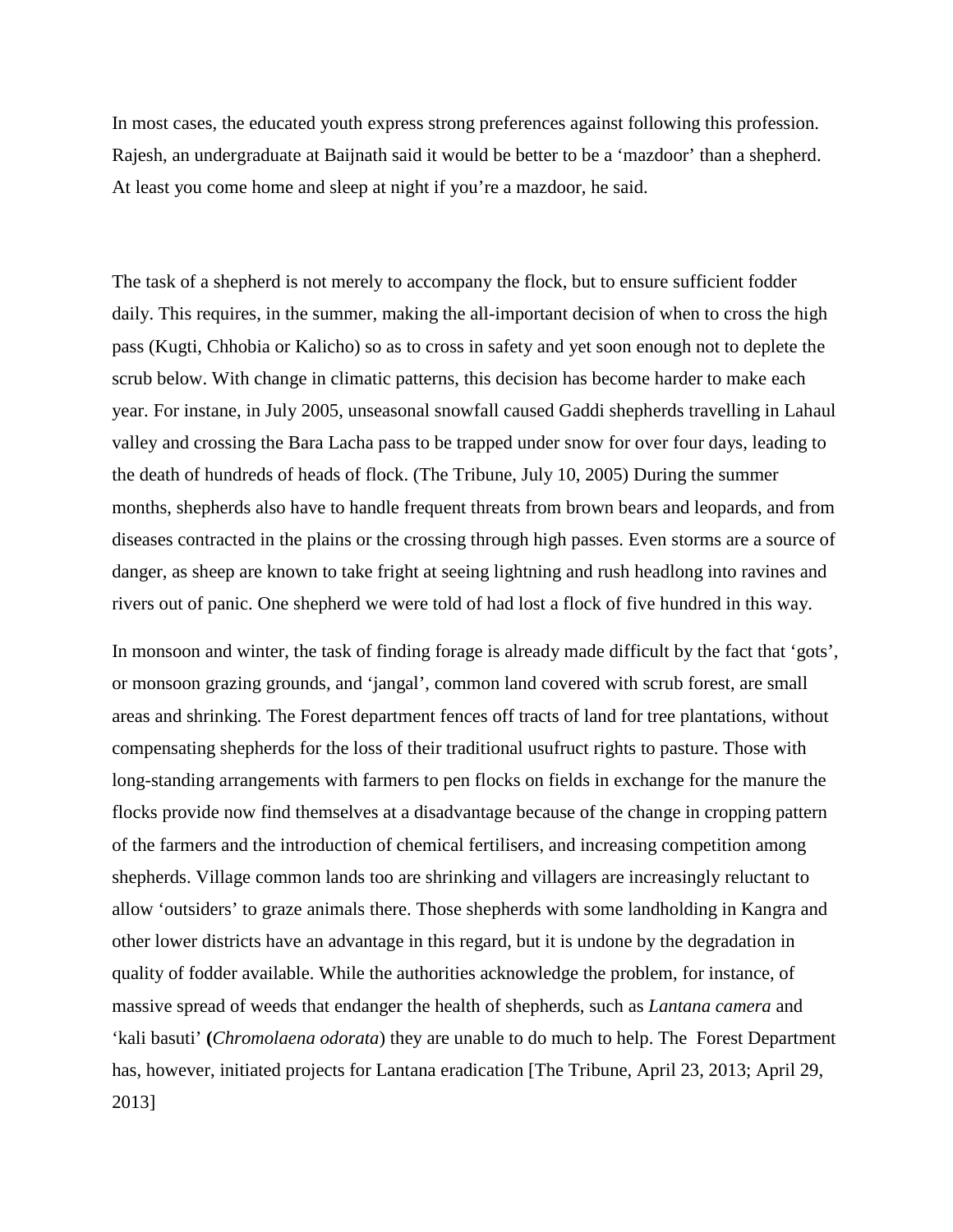In most cases, the educated youth express strong preferences against following this profession. Rajesh, an undergraduate at Baijnath said it would be better to be a 'mazdoor' than a shepherd. At least you come home and sleep at night if you're a mazdoor, he said.

The task of a shepherd is not merely to accompany the flock, but to ensure sufficient fodder daily. This requires, in the summer, making the all-important decision of when to cross the high pass (Kugti, Chhobia or Kalicho) so as to cross in safety and yet soon enough not to deplete the scrub below. With change in climatic patterns, this decision has become harder to make each year. For instane, in July 2005, unseasonal snowfall caused Gaddi shepherds travelling in Lahaul valley and crossing the Bara Lacha pass to be trapped under snow for over four days, leading to the death of hundreds of heads of flock. (The Tribune, July 10, 2005) During the summer months, shepherds also have to handle frequent threats from brown bears and leopards, and from diseases contracted in the plains or the crossing through high passes. Even storms are a source of danger, as sheep are known to take fright at seeing lightning and rush headlong into ravines and rivers out of panic. One shepherd we were told of had lost a flock of five hundred in this way.

In monsoon and winter, the task of finding forage is already made difficult by the fact that 'gots', or monsoon grazing grounds, and 'jangal', common land covered with scrub forest, are small areas and shrinking. The Forest department fences off tracts of land for tree plantations, without compensating shepherds for the loss of their traditional usufruct rights to pasture. Those with long-standing arrangements with farmers to pen flocks on fields in exchange for the manure the flocks provide now find themselves at a disadvantage because of the change in cropping pattern of the farmers and the introduction of chemical fertilisers, and increasing competition among shepherds. Village common lands too are shrinking and villagers are increasingly reluctant to allow 'outsiders' to graze animals there. Those shepherds with some landholding in Kangra and other lower districts have an advantage in this regard, but it is undone by the degradation in quality of fodder available. While the authorities acknowledge the problem, for instance, of massive spread of weeds that endanger the health of shepherds, such as *Lantana camera* and 'kali basuti' (*Chromolaena odorata*) they are unable to do much to help. The Forest Department has, however, initiated projects for Lantana eradication [The Tribune, April 23, 2013; April 29, 2013]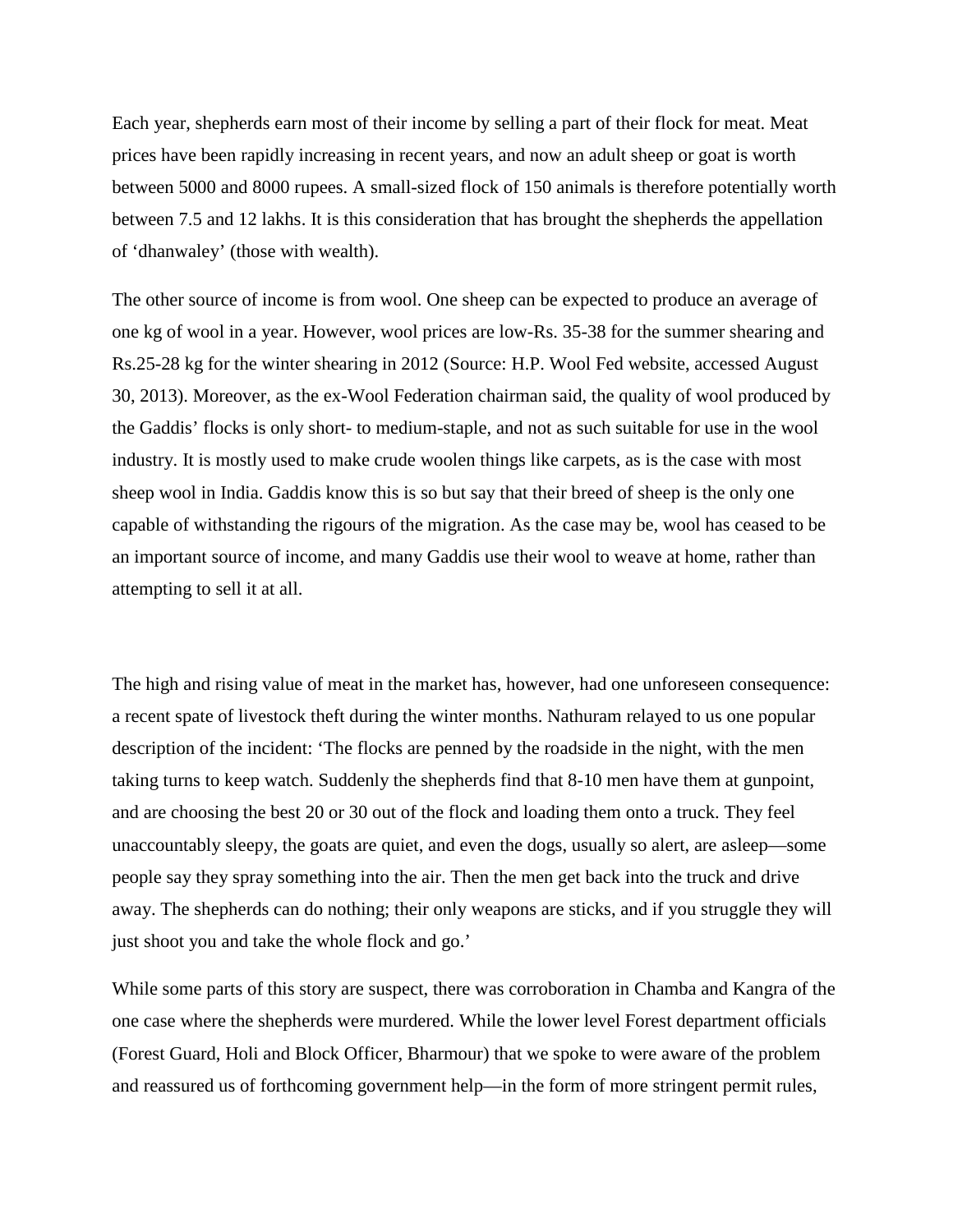Each year, shepherds earn most of their income by selling a part of their flock for meat. Meat prices have been rapidly increasing in recent years, and now an adult sheep or goat is worth between 5000 and 8000 rupees. A small-sized flock of 150 animals is therefore potentially worth between 7.5 and 12 lakhs. It is this consideration that has brought the shepherds the appellation of 'dhanwaley' (those with wealth).

The other source of income is from wool. One sheep can be expected to produce an average of one kg of wool in a year. However, wool prices are low-Rs. 35-38 for the summer shearing and Rs.25-28 kg for the winter shearing in 2012 (Source: H.P. Wool Fed website, accessed August 30, 2013). Moreover, as the ex-Wool Federation chairman said, the quality of wool produced by the Gaddis' flocks is only short- to medium-staple, and not as such suitable for use in the wool industry. It is mostly used to make crude woolen things like carpets, as is the case with most sheep wool in India. Gaddis know this is so but say that their breed of sheep is the only one capable of withstanding the rigours of the migration. As the case may be, wool has ceased to be an important source of income, and many Gaddis use their wool to weave at home, rather than attempting to sell it at all.

The high and rising value of meat in the market has, however, had one unforeseen consequence: a recent spate of livestock theft during the winter months. Nathuram relayed to us one popular description of the incident: 'The flocks are penned by the roadside in the night, with the men taking turns to keep watch. Suddenly the shepherds find that 8-10 men have them at gunpoint, and are choosing the best 20 or 30 out of the flock and loading them onto a truck. They feel unaccountably sleepy, the goats are quiet, and even the dogs, usually so alert, are asleep—some people say they spray something into the air. Then the men get back into the truck and drive away. The shepherds can do nothing; their only weapons are sticks, and if you struggle they will just shoot you and take the whole flock and go.'

While some parts of this story are suspect, there was corroboration in Chamba and Kangra of the one case where the shepherds were murdered. While the lower level Forest department officials (Forest Guard, Holi and Block Officer, Bharmour) that we spoke to were aware of the problem and reassured us of forthcoming government help—in the form of more stringent permit rules,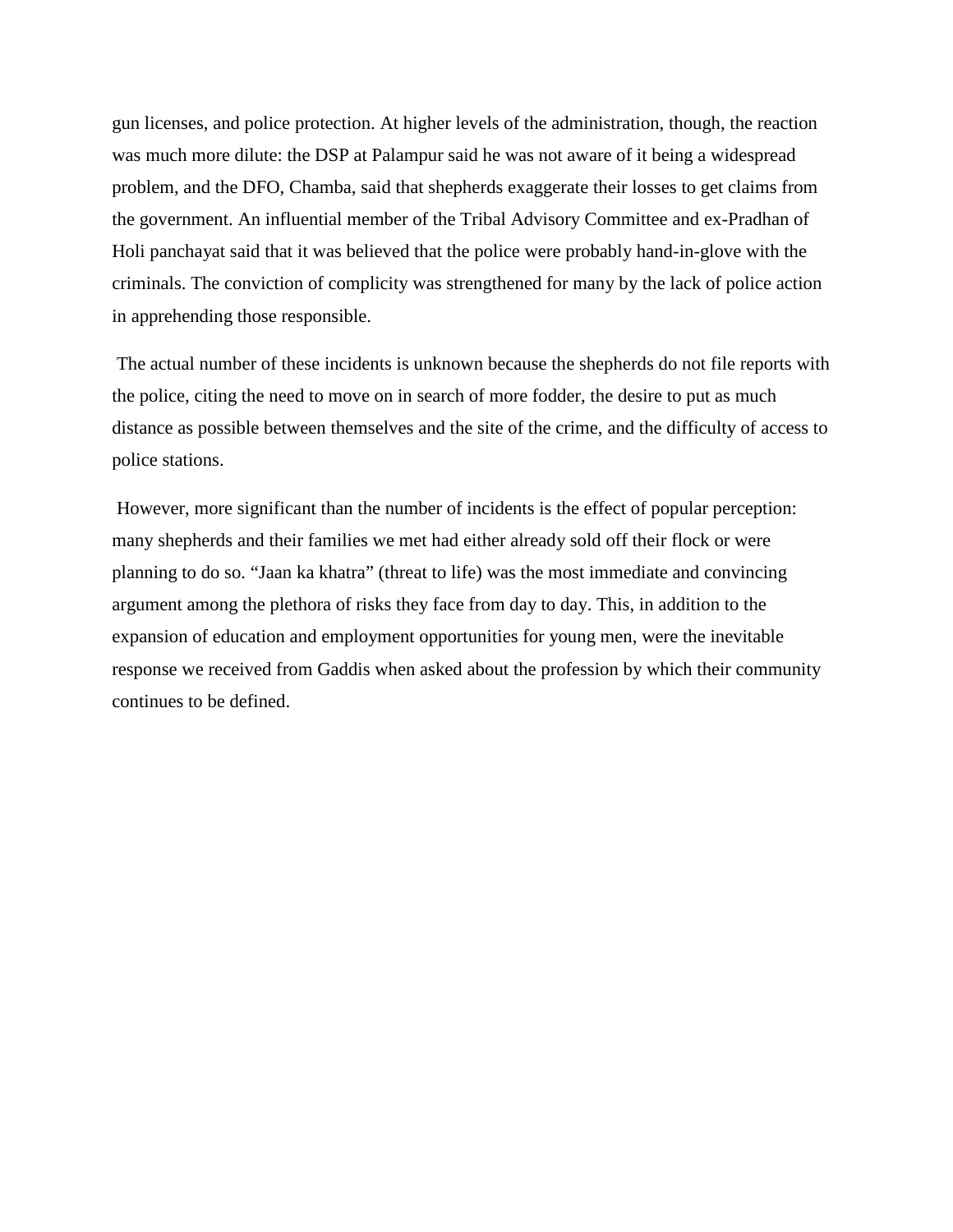gun licenses, and police protection. At higher levels of the administration, though, the reaction was much more dilute: the DSP at Palampur said he was not aware of it being a widespread problem, and the DFO, Chamba, said that shepherds exaggerate their losses to get claims from the government. An influential member of the Tribal Advisory Committee and ex-Pradhan of Holi panchayat said that it was believed that the police were probably hand-in-glove with the criminals. The conviction of complicity was strengthened for many by the lack of police action in apprehending those responsible.

The actual number of these incidents is unknown because the shepherds do not file reports with the police, citing the need to move on in search of more fodder, the desire to put as much distance as possible between themselves and the site of the crime, and the difficulty of access to police stations.

However, more significant than the number of incidents is the effect of popular perception: many shepherds and their families we met had either already sold off their flock or were planning to do so. "Jaan ka khatra" (threat to life) was the most immediate and convincing argument among the plethora of risks they face from day to day. This, in addition to the expansion of education and employment opportunities for young men, were the inevitable response we received from Gaddis when asked about the profession by which their community continues to be defined.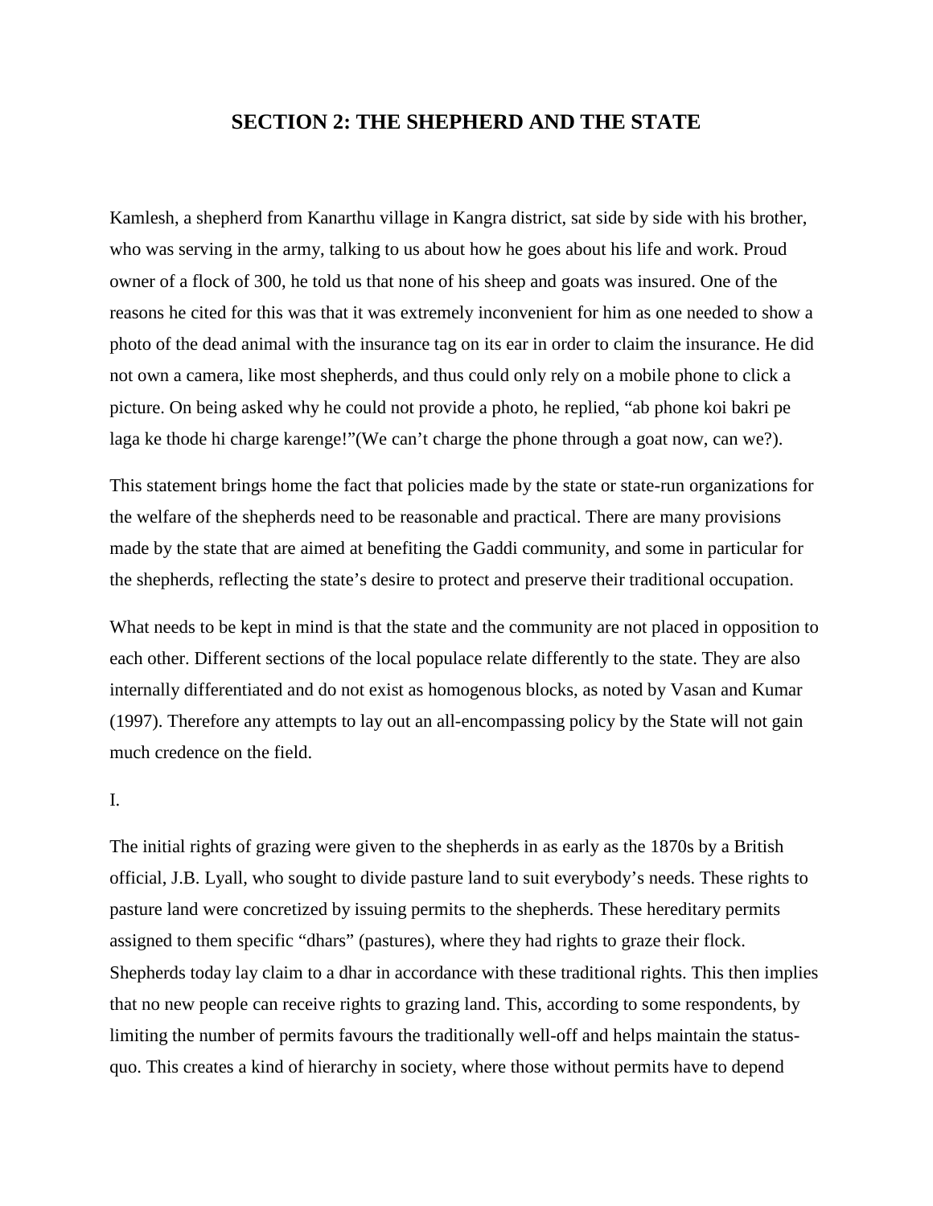## SECTION 2: THE SHEPHERD AND THE STATE

Kamlesh, a shepherd from Kanarthu village in Kangra district, sat side by side with his brother, who was serving in the army, talking to us about how he goes about his life and work. Proud owner of a flock of 300, he told us that none of his sheep and goats was insured. One of the reasons he cited for this was that it was extremely inconvenient for him as one needed to show a photo of the dead animal with the insurance tag on its ear in order to claim the insurance. He did not own a camera, like most shepherds, and thus could only rely on a mobile phone to click a picture. On being asked why he could not provide a photo, he replied, "ab phone koi bakri pe laga ke thode hi charge karenge!"(We can't charge the phone through a goat now, can we?).

This statement brings home the fact that policies made by the state or state-run organizations for the welfare of the shepherds need to be reasonable and practical. There are many provisions made by the state that are aimed at benefiting the Gaddi community, and some in particular for the shepherds, reflecting the state's desire to protect and preserve their traditional occupation.

What needs to be kept in mind is that the state and the community are not placed in opposition to each other. Different sections of the local populace relate differently to the state. They are also internally differentiated and do not exist as homogenous blocks, as noted by Vasan and Kumar (1997). Therefore any attempts to lay out an all-encompassing policy by the State will not gain much credence on the field.

I.

The initial rights of grazing were given to the shepherds in as early as the 1870s by a British official, J.B. Lyall, who sought to divide pasture land to suit everybody's needs. These rights to pasture land were concretized by issuing permits to the shepherds. These hereditary permits assigned to them specific "dhars" (pastures), where they had rights to graze their flock. Shepherds today lay claim to a dhar in accordance with these traditional rights. This then implies that no new people can receive rights to grazing land. This, according to some respondents, by limiting the number of permits favours the traditionally well-off and helps maintain the status-quo. This creates a kind of hierarchy in society, where those without permits have to depend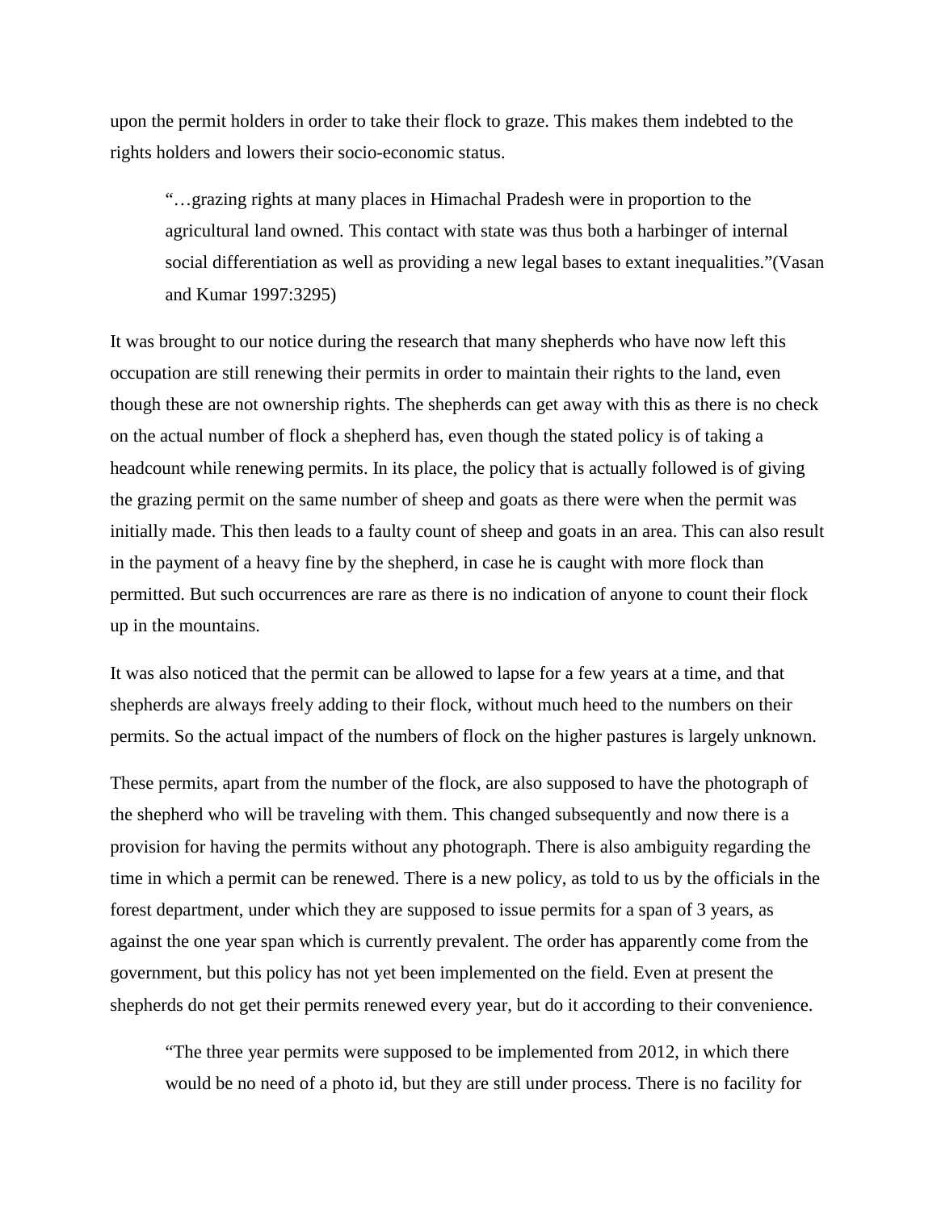upon the permit holders in order to take their flock to graze. This makes them indebted to the rights holders and lowers their socio-economic status.

> "…grazing rights at many places in Himachal Pradesh were in proportion to the agricultural land owned. This contact with state was thus both a harbinger of internal social differentiation as well as providing a new legal bases to extant inequalities."(Vasan and Kumar 1997:3295)

It was brought to our notice during the research that many shepherds who have now left this occupation are still renewing their permits in order to maintain their rights to the land, even though these are not ownership rights. The shepherds can get away with this as there is no check on the actual number of flock a shepherd has, even though the stated policy is of taking a headcount while renewing permits. In its place, the policy that is actually followed is of giving the grazing permit on the same number of sheep and goats as there were when the permit was initially made. This then leads to a faulty count of sheep and goats in an area. This can also result in the payment of a heavy fine by the shepherd, in case he is caught with more flock than permitted. But such occurrences are rare as there is no indication of anyone to count their flock up in the mountains.

It was also noticed that the permit can be allowed to lapse for a few years at a time, and that shepherds are always freely adding to their flock, without much heed to the numbers on their permits. So the actual impact of the numbers of flock on the higher pastures is largely unknown.

These permits, apart from the number of the flock, are also supposed to have the photograph of the shepherd who will be traveling with them. This changed subsequently and now there is a provision for having the permits without any photograph. There is also ambiguity regarding the time in which a permit can be renewed. There is a new policy, as told to us by the officials in the forest department, under which they are supposed to issue permits for a span of 3 years, as against the one year span which is currently prevalent. The order has apparently come from the government, but this policy has not yet been implemented on the field. Even at present the shepherds do not get their permits renewed every year, but do it according to their convenience.

> "The three year permits were supposed to be implemented from 2012, in which there would be no need of a photo id, but they are still under process. There is no facility for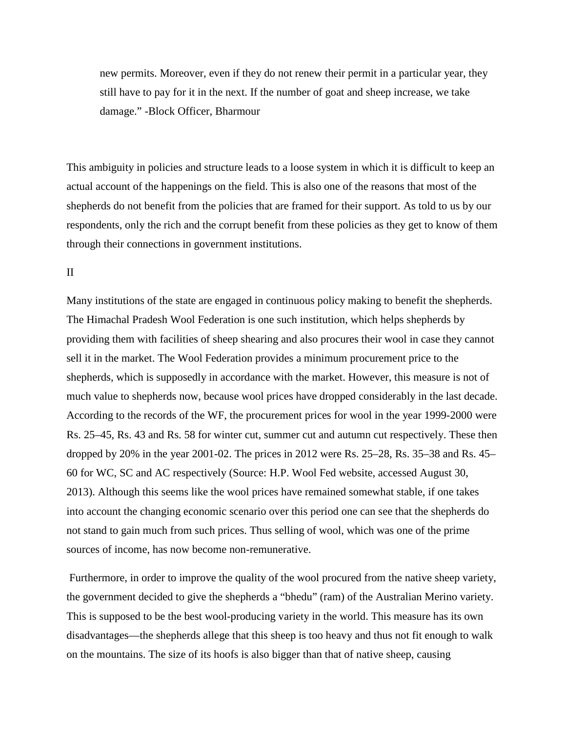> new permits. Moreover, even if they do not renew their permit in a particular year, they still have to pay for it in the next. If the number of goat and sheep increase, we take damage." -Block Officer, Bharmour

This ambiguity in policies and structure leads to a loose system in which it is difficult to keep an actual account of the happenings on the field. This is also one of the reasons that most of the shepherds do not benefit from the policies that are framed for their support. As told to us by our respondents, only the rich and the corrupt benefit from these policies as they get to know of them through their connections in government institutions.

II

Many institutions of the state are engaged in continuous policy making to benefit the shepherds. The Himachal Pradesh Wool Federation is one such institution, which helps shepherds by providing them with facilities of sheep shearing and also procures their wool in case they cannot sell it in the market. The Wool Federation provides a minimum procurement price to the shepherds, which is supposedly in accordance with the market. However, this measure is not of much value to shepherds now, because wool prices have dropped considerably in the last decade. According to the records of the WF, the procurement prices for wool in the year 1999-2000 were Rs. 25–45, Rs. 43 and Rs. 58 for winter cut, summer cut and autumn cut respectively. These then dropped by 20% in the year 2001-02. The prices in 2012 were Rs. 25–28, Rs. 35–38 and Rs. 45–60 for WC, SC and AC respectively (Source: H.P. Wool Fed website, accessed August 30, 2013). Although this seems like the wool prices have remained somewhat stable, if one takes into account the changing economic scenario over this period one can see that the shepherds do not stand to gain much from such prices. Thus selling of wool, which was one of the prime sources of income, has now become non-remunerative.

Furthermore, in order to improve the quality of the wool procured from the native sheep variety, the government decided to give the shepherds a "bhedu" (ram) of the Australian Merino variety. This is supposed to be the best wool-producing variety in the world. This measure has its own disadvantages—the shepherds allege that this sheep is too heavy and thus not fit enough to walk on the mountains. The size of its hoofs is also bigger than that of native sheep, causing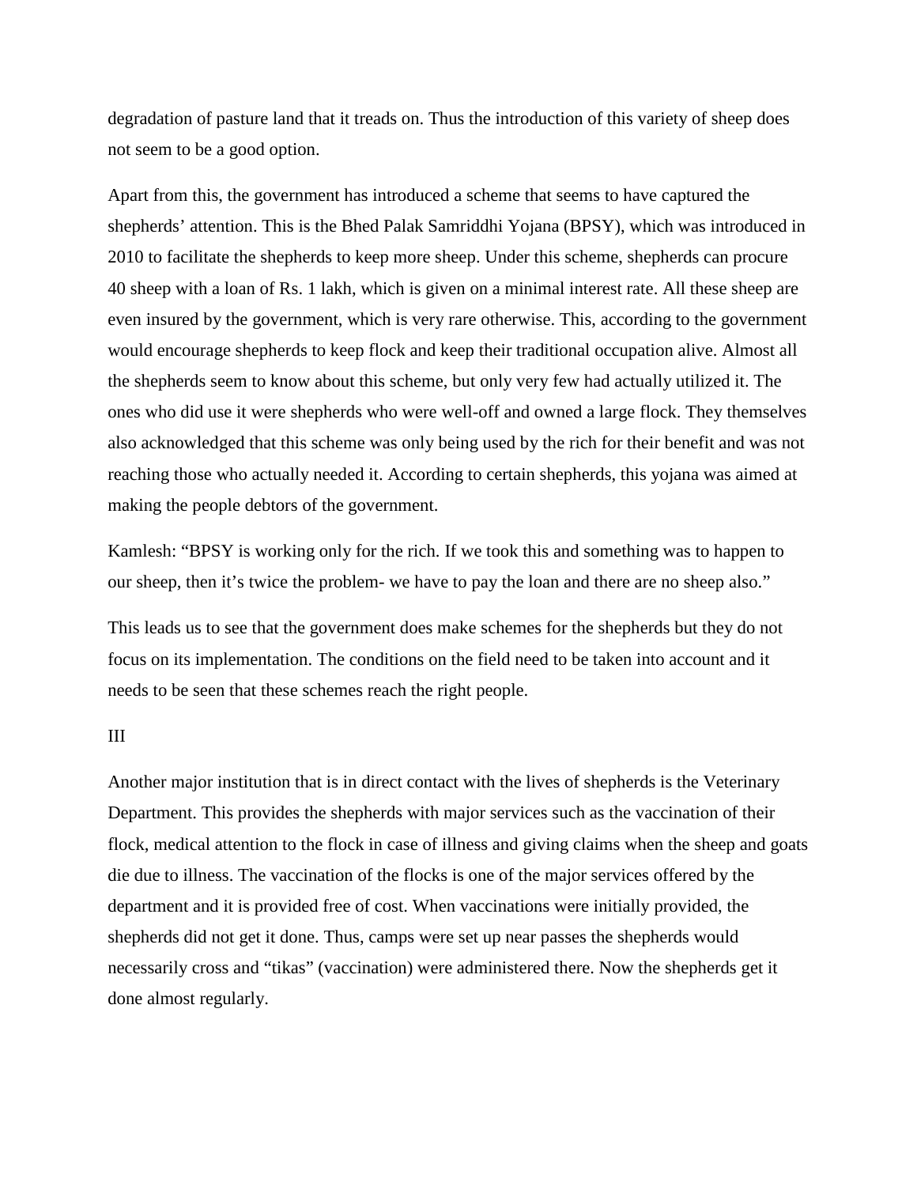degradation of pasture land that it treads on. Thus the introduction of this variety of sheep does not seem to be a good option.

Apart from this, the government has introduced a scheme that seems to have captured the shepherds' attention. This is the Bhed Palak Samriddhi Yojana (BPSY), which was introduced in 2010 to facilitate the shepherds to keep more sheep. Under this scheme, shepherds can procure 40 sheep with a loan of Rs. 1 lakh, which is given on a minimal interest rate. All these sheep are even insured by the government, which is very rare otherwise. This, according to the government would encourage shepherds to keep flock and keep their traditional occupation alive. Almost all the shepherds seem to know about this scheme, but only very few had actually utilized it. The ones who did use it were shepherds who were well-off and owned a large flock. They themselves also acknowledged that this scheme was only being used by the rich for their benefit and was not reaching those who actually needed it. According to certain shepherds, this yojana was aimed at making the people debtors of the government.

Kamlesh: "BPSY is working only for the rich. If we took this and something was to happen to our sheep, then it's twice the problem- we have to pay the loan and there are no sheep also."

This leads us to see that the government does make schemes for the shepherds but they do not focus on its implementation. The conditions on the field need to be taken into account and it needs to be seen that these schemes reach the right people.

## III

Another major institution that is in direct contact with the lives of shepherds is the Veterinary Department. This provides the shepherds with major services such as the vaccination of their flock, medical attention to the flock in case of illness and giving claims when the sheep and goats die due to illness. The vaccination of the flocks is one of the major services offered by the department and it is provided free of cost. When vaccinations were initially provided, the shepherds did not get it done. Thus, camps were set up near passes the shepherds would necessarily cross and "tikas" (vaccination) were administered there. Now the shepherds get it done almost regularly.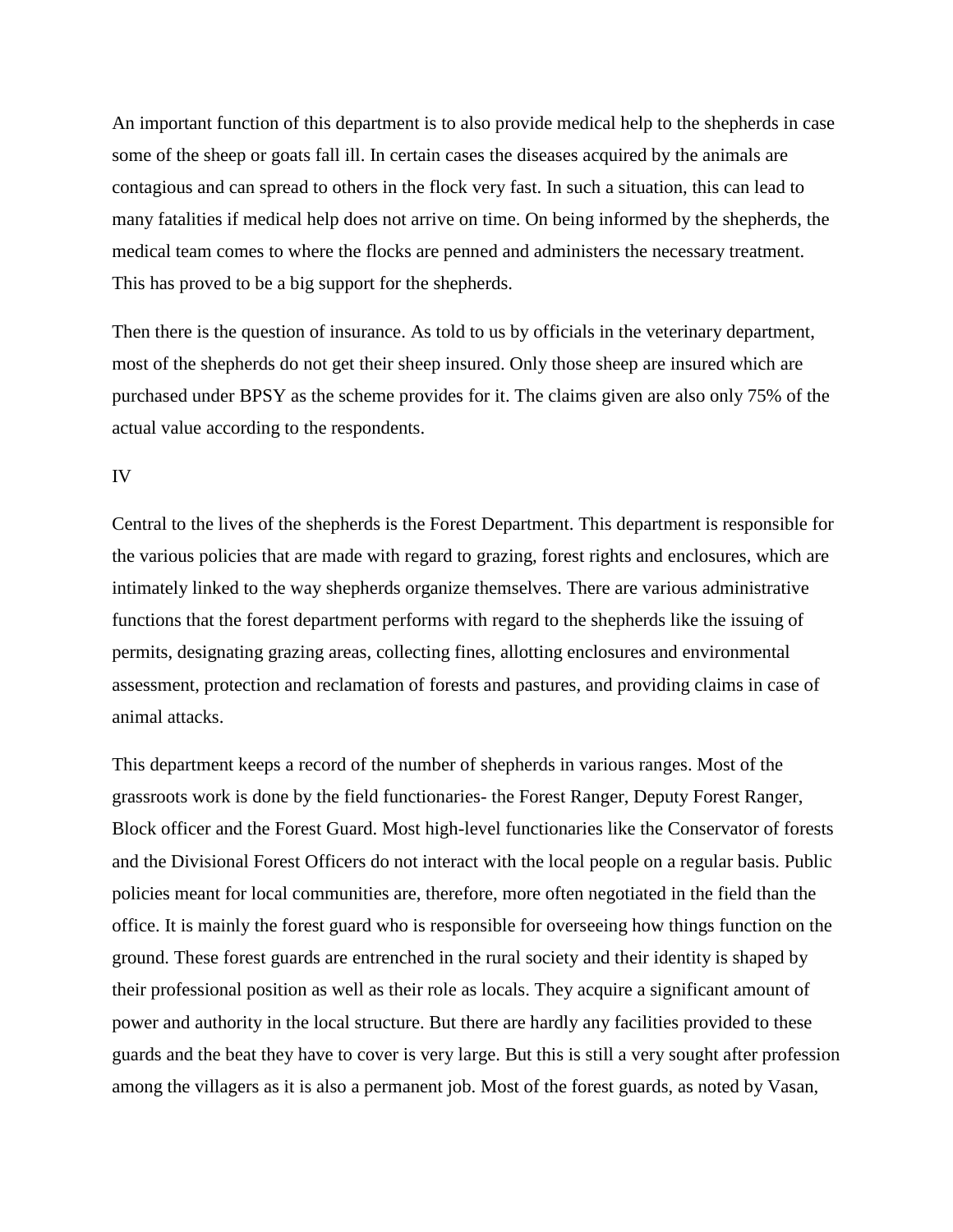An important function of this department is to also provide medical help to the shepherds in case some of the sheep or goats fall ill. In certain cases the diseases acquired by the animals are contagious and can spread to others in the flock very fast. In such a situation, this can lead to many fatalities if medical help does not arrive on time. On being informed by the shepherds, the medical team comes to where the flocks are penned and administers the necessary treatment. This has proved to be a big support for the shepherds.

Then there is the question of insurance. As told to us by officials in the veterinary department, most of the shepherds do not get their sheep insured. Only those sheep are insured which are purchased under BPSY as the scheme provides for it. The claims given are also only 75% of the actual value according to the respondents.

## IV

Central to the lives of the shepherds is the Forest Department. This department is responsible for the various policies that are made with regard to grazing, forest rights and enclosures, which are intimately linked to the way shepherds organize themselves. There are various administrative functions that the forest department performs with regard to the shepherds like the issuing of permits, designating grazing areas, collecting fines, allotting enclosures and environmental assessment, protection and reclamation of forests and pastures, and providing claims in case of animal attacks.

This department keeps a record of the number of shepherds in various ranges. Most of the grassroots work is done by the field functionaries- the Forest Ranger, Deputy Forest Ranger, Block officer and the Forest Guard. Most high-level functionaries like the Conservator of forests and the Divisional Forest Officers do not interact with the local people on a regular basis. Public policies meant for local communities are, therefore, more often negotiated in the field than the office. It is mainly the forest guard who is responsible for overseeing how things function on the ground. These forest guards are entrenched in the rural society and their identity is shaped by their professional position as well as their role as locals. They acquire a significant amount of power and authority in the local structure. But there are hardly any facilities provided to these guards and the beat they have to cover is very large. But this is still a very sought after profession among the villagers as it is also a permanent job. Most of the forest guards, as noted by Vasan,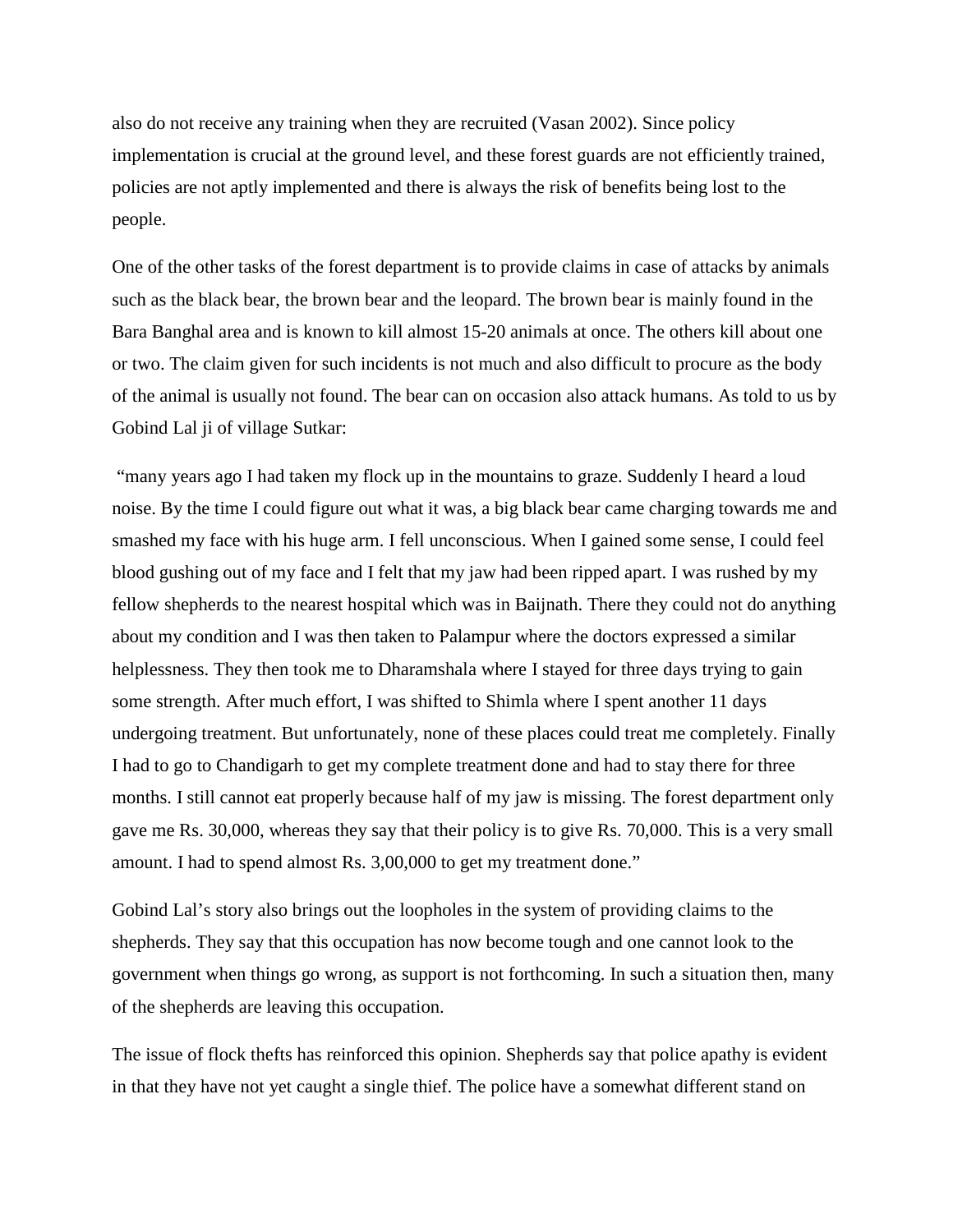also do not receive any training when they are recruited (Vasan 2002). Since policy implementation is crucial at the ground level, and these forest guards are not efficiently trained, policies are not aptly implemented and there is always the risk of benefits being lost to the people.

One of the other tasks of the forest department is to provide claims in case of attacks by animals such as the black bear, the brown bear and the leopard. The brown bear is mainly found in the Bara Banghal area and is known to kill almost 15-20 animals at once. The others kill about one or two. The claim given for such incidents is not much and also difficult to procure as the body of the animal is usually not found. The bear can on occasion also attack humans. As told to us by Gobind Lal ji of village Sutkar:

"many years ago I had taken my flock up in the mountains to graze. Suddenly I heard a loud noise. By the time I could figure out what it was, a big black bear came charging towards me and smashed my face with his huge arm. I fell unconscious. When I gained some sense, I could feel blood gushing out of my face and I felt that my jaw had been ripped apart. I was rushed by my fellow shepherds to the nearest hospital which was in Baijnath. There they could not do anything about my condition and I was then taken to Palampur where the doctors expressed a similar helplessness. They then took me to Dharamshala where I stayed for three days trying to gain some strength. After much effort, I was shifted to Shimla where I spent another 11 days undergoing treatment. But unfortunately, none of these places could treat me completely. Finally I had to go to Chandigarh to get my complete treatment done and had to stay there for three months. I still cannot eat properly because half of my jaw is missing. The forest department only gave me Rs. 30,000, whereas they say that their policy is to give Rs. 70,000. This is a very small amount. I had to spend almost Rs. 3,00,000 to get my treatment done."

Gobind Lal's story also brings out the loopholes in the system of providing claims to the shepherds. They say that this occupation has now become tough and one cannot look to the government when things go wrong, as support is not forthcoming. In such a situation then, many of the shepherds are leaving this occupation.

The issue of flock thefts has reinforced this opinion. Shepherds say that police apathy is evident in that they have not yet caught a single thief. The police have a somewhat different stand on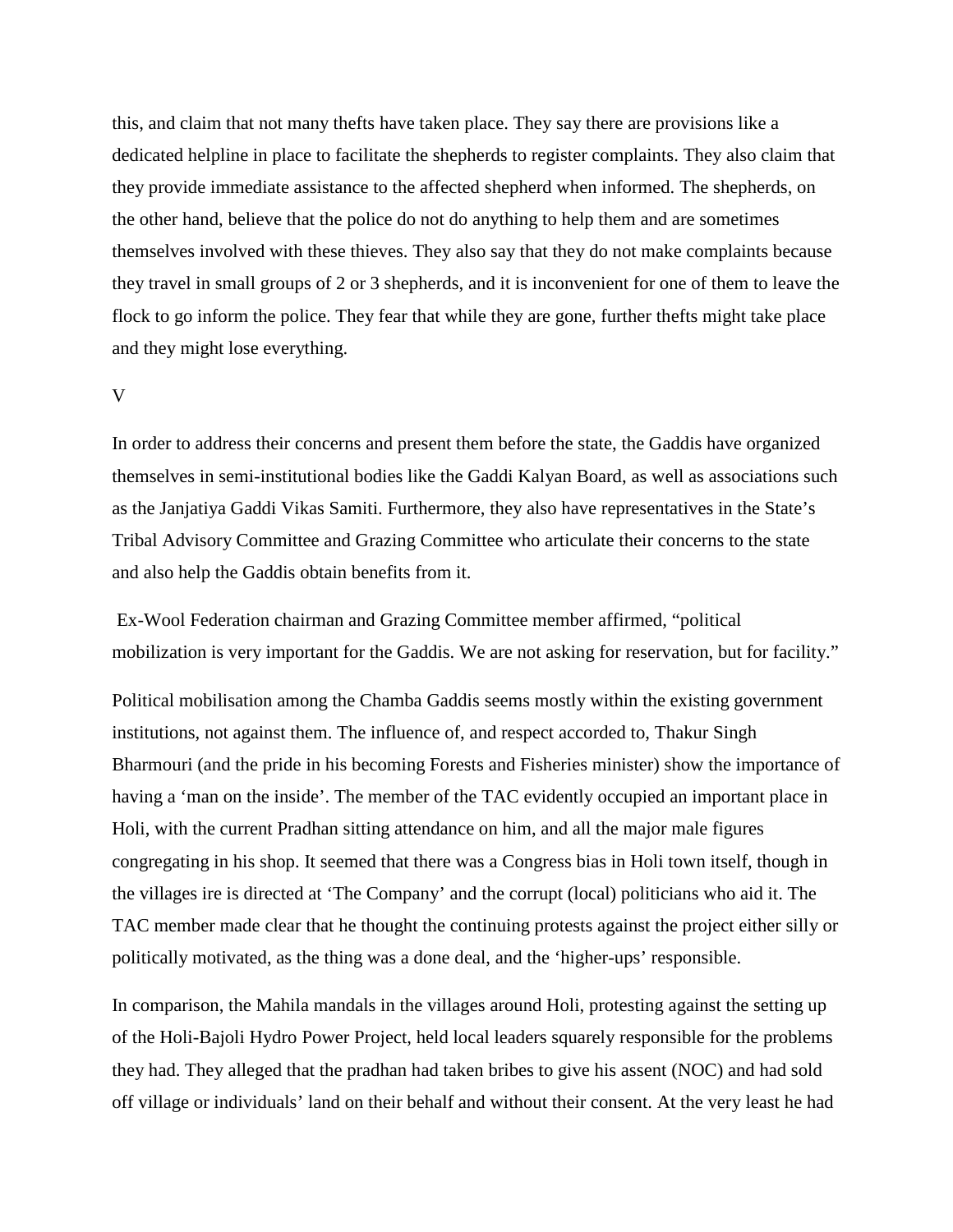this, and claim that not many thefts have taken place. They say there are provisions like a dedicated helpline in place to facilitate the shepherds to register complaints. They also claim that they provide immediate assistance to the affected shepherd when informed. The shepherds, on the other hand, believe that the police do not do anything to help them and are sometimes themselves involved with these thieves. They also say that they do not make complaints because they travel in small groups of 2 or 3 shepherds, and it is inconvenient for one of them to leave the flock to go inform the police. They fear that while they are gone, further thefts might take place and they might lose everything.

## V

In order to address their concerns and present them before the state, the Gaddis have organized themselves in semi-institutional bodies like the Gaddi Kalyan Board, as well as associations such as the Janjatiya Gaddi Vikas Samiti. Furthermore, they also have representatives in the State's Tribal Advisory Committee and Grazing Committee who articulate their concerns to the state and also help the Gaddis obtain benefits from it.

Ex-Wool Federation chairman and Grazing Committee member affirmed, "political mobilization is very important for the Gaddis. We are not asking for reservation, but for facility."

Political mobilisation among the Chamba Gaddis seems mostly within the existing government institutions, not against them. The influence of, and respect accorded to, Thakur Singh Bharmouri (and the pride in his becoming Forests and Fisheries minister) show the importance of having a 'man on the inside'. The member of the TAC evidently occupied an important place in Holi, with the current Pradhan sitting attendance on him, and all the major male figures congregating in his shop. It seemed that there was a Congress bias in Holi town itself, though in the villages ire is directed at 'The Company' and the corrupt (local) politicians who aid it. The TAC member made clear that he thought the continuing protests against the project either silly or politically motivated, as the thing was a done deal, and the 'higher-ups' responsible.

In comparison, the Mahila mandals in the villages around Holi, protesting against the setting up of the Holi-Bajoli Hydro Power Project, held local leaders squarely responsible for the problems they had. They alleged that the pradhan had taken bribes to give his assent (NOC) and had sold off village or individuals' land on their behalf and without their consent. At the very least he had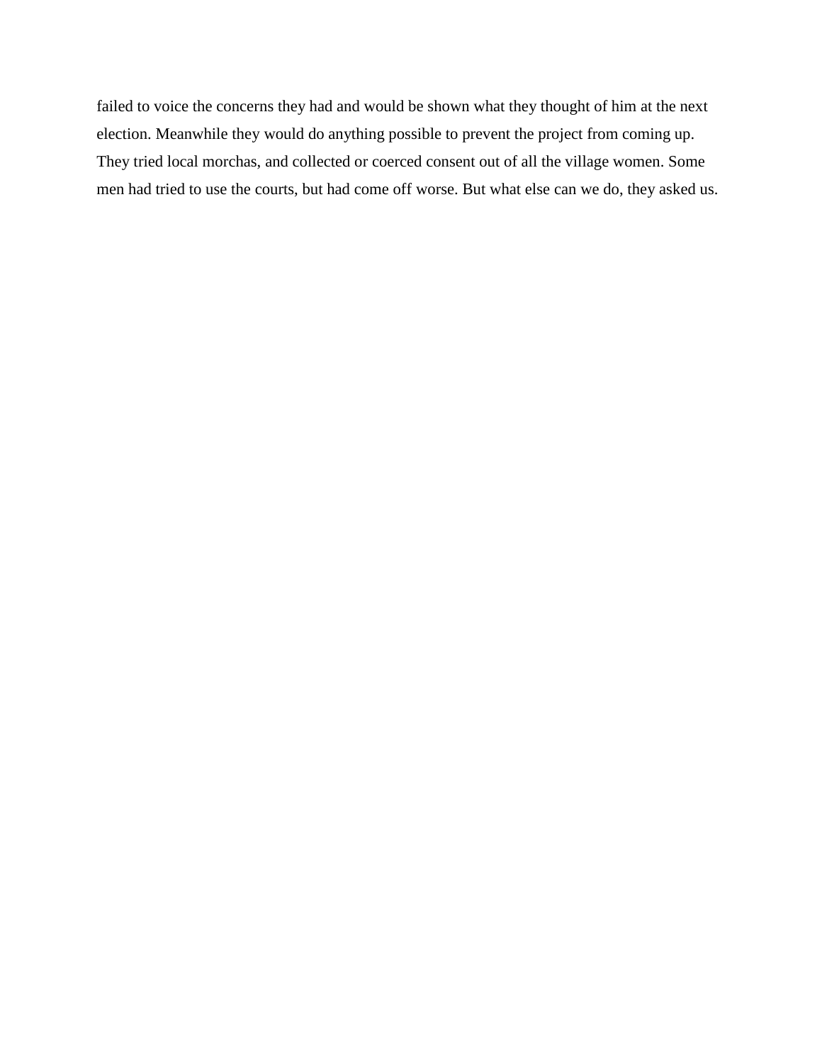failed to voice the concerns they had and would be shown what they thought of him at the next election. Meanwhile they would do anything possible to prevent the project from coming up. They tried local morchas, and collected or coerced consent out of all the village women. Some men had tried to use the courts, but had come off worse. But what else can we do, they asked us.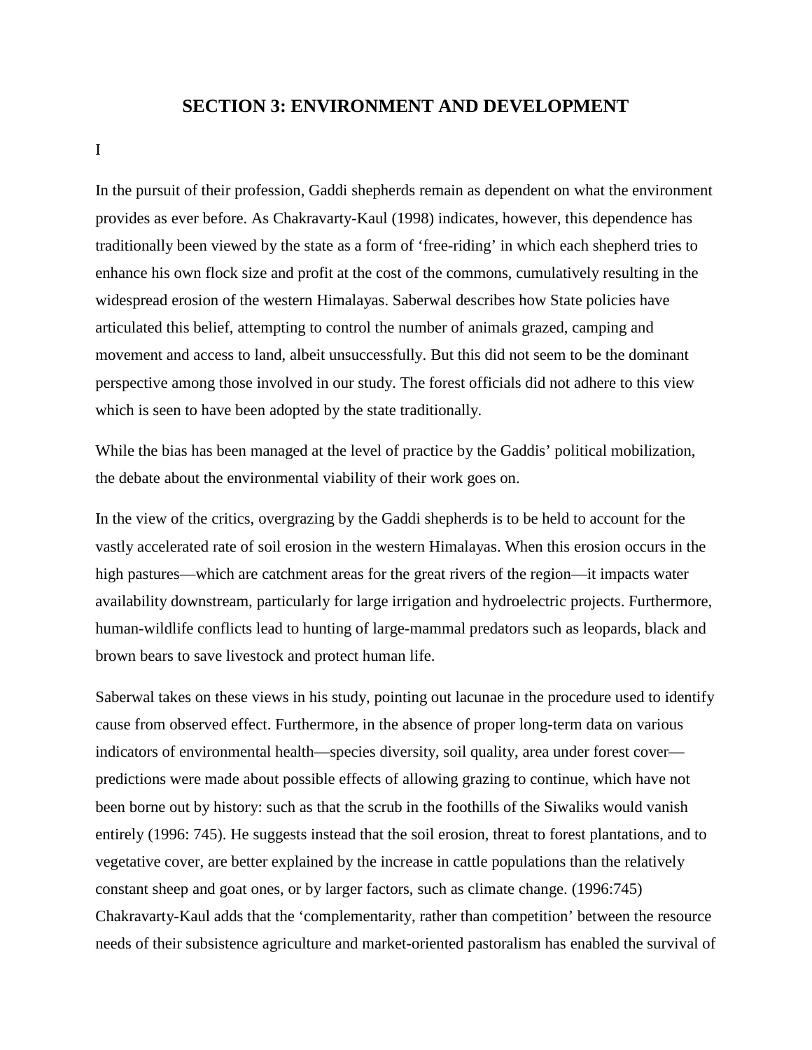# SECTION 3: ENVIRONMENT AND DEVELOPMENT

I

In the pursuit of their profession, Gaddi shepherds remain as dependent on what the environment provides as ever before. As Chakravarty-Kaul (1998) indicates, however, this dependence has traditionally been viewed by the state as a form of 'free-riding' in which each shepherd tries to enhance his own flock size and profit at the cost of the commons, cumulatively resulting in the widespread erosion of the western Himalayas. Saberwal describes how State policies have articulated this belief, attempting to control the number of animals grazed, camping and movement and access to land, albeit unsuccessfully. But this did not seem to be the dominant perspective among those involved in our study. The forest officials did not adhere to this view which is seen to have been adopted by the state traditionally.

While the bias has been managed at the level of practice by the Gaddis' political mobilization, the debate about the environmental viability of their work goes on.

In the view of the critics, overgrazing by the Gaddi shepherds is to be held to account for the vastly accelerated rate of soil erosion in the western Himalayas. When this erosion occurs in the high pastures—which are catchment areas for the great rivers of the region—it impacts water availability downstream, particularly for large irrigation and hydroelectric projects. Furthermore, human-wildlife conflicts lead to hunting of large-mammal predators such as leopards, black and brown bears to save livestock and protect human life.

Saberwal takes on these views in his study, pointing out lacunae in the procedure used to identify cause from observed effect. Furthermore, in the absence of proper long-term data on various indicators of environmental health—species diversity, soil quality, area under forest cover—predictions were made about possible effects of allowing grazing to continue, which have not been borne out by history: such as that the scrub in the foothills of the Siwaliks would vanish entirely (1996: 745). He suggests instead that the soil erosion, threat to forest plantations, and to vegetative cover, are better explained by the increase in cattle populations than the relatively constant sheep and goat ones, or by larger factors, such as climate change. (1996:745) Chakravarty-Kaul adds that the 'complementarity, rather than competition' between the resource needs of their subsistence agriculture and market-oriented pastoralism has enabled the survival of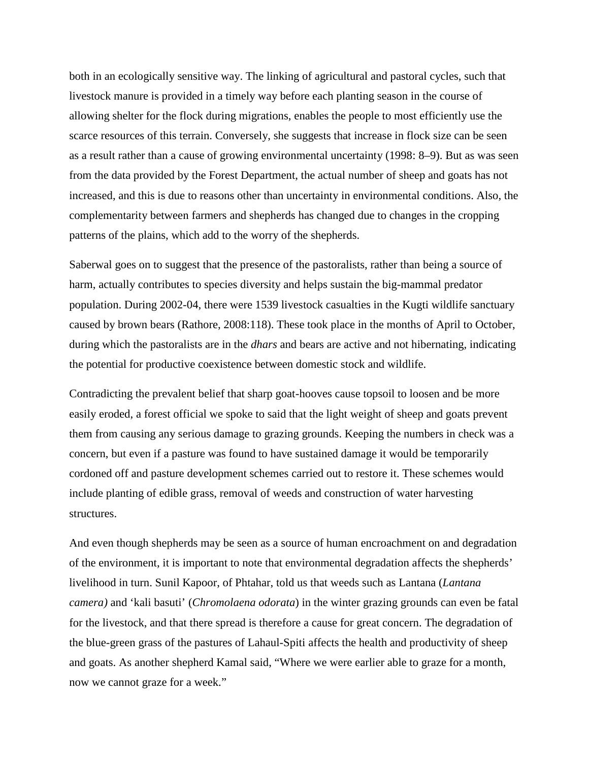both in an ecologically sensitive way. The linking of agricultural and pastoral cycles, such that livestock manure is provided in a timely way before each planting season in the course of allowing shelter for the flock during migrations, enables the people to most efficiently use the scarce resources of this terrain. Conversely, she suggests that increase in flock size can be seen as a result rather than a cause of growing environmental uncertainty (1998: 8–9). But as was seen from the data provided by the Forest Department, the actual number of sheep and goats has not increased, and this is due to reasons other than uncertainty in environmental conditions. Also, the complementarity between farmers and shepherds has changed due to changes in the cropping patterns of the plains, which add to the worry of the shepherds.

Saberwal goes on to suggest that the presence of the pastoralists, rather than being a source of harm, actually contributes to species diversity and helps sustain the big-mammal predator population. During 2002-04, there were 1539 livestock casualties in the Kugti wildlife sanctuary caused by brown bears (Rathore, 2008:118). These took place in the months of April to October, during which the pastoralists are in the *dhars* and bears are active and not hibernating, indicating the potential for productive coexistence between domestic stock and wildlife.

Contradicting the prevalent belief that sharp goat-hooves cause topsoil to loosen and be more easily eroded, a forest official we spoke to said that the light weight of sheep and goats prevent them from causing any serious damage to grazing grounds. Keeping the numbers in check was a concern, but even if a pasture was found to have sustained damage it would be temporarily cordoned off and pasture development schemes carried out to restore it. These schemes would include planting of edible grass, removal of weeds and construction of water harvesting structures.

And even though shepherds may be seen as a source of human encroachment on and degradation of the environment, it is important to note that environmental degradation affects the shepherds' livelihood in turn. Sunil Kapoor, of Phtahar, told us that weeds such as Lantana (*Lantana camera)* and 'kali basuti' (*Chromolaena odorata*) in the winter grazing grounds can even be fatal for the livestock, and that there spread is therefore a cause for great concern. The degradation of the blue-green grass of the pastures of Lahaul-Spiti affects the health and productivity of sheep and goats. As another shepherd Kamal said, "Where we were earlier able to graze for a month, now we cannot graze for a week."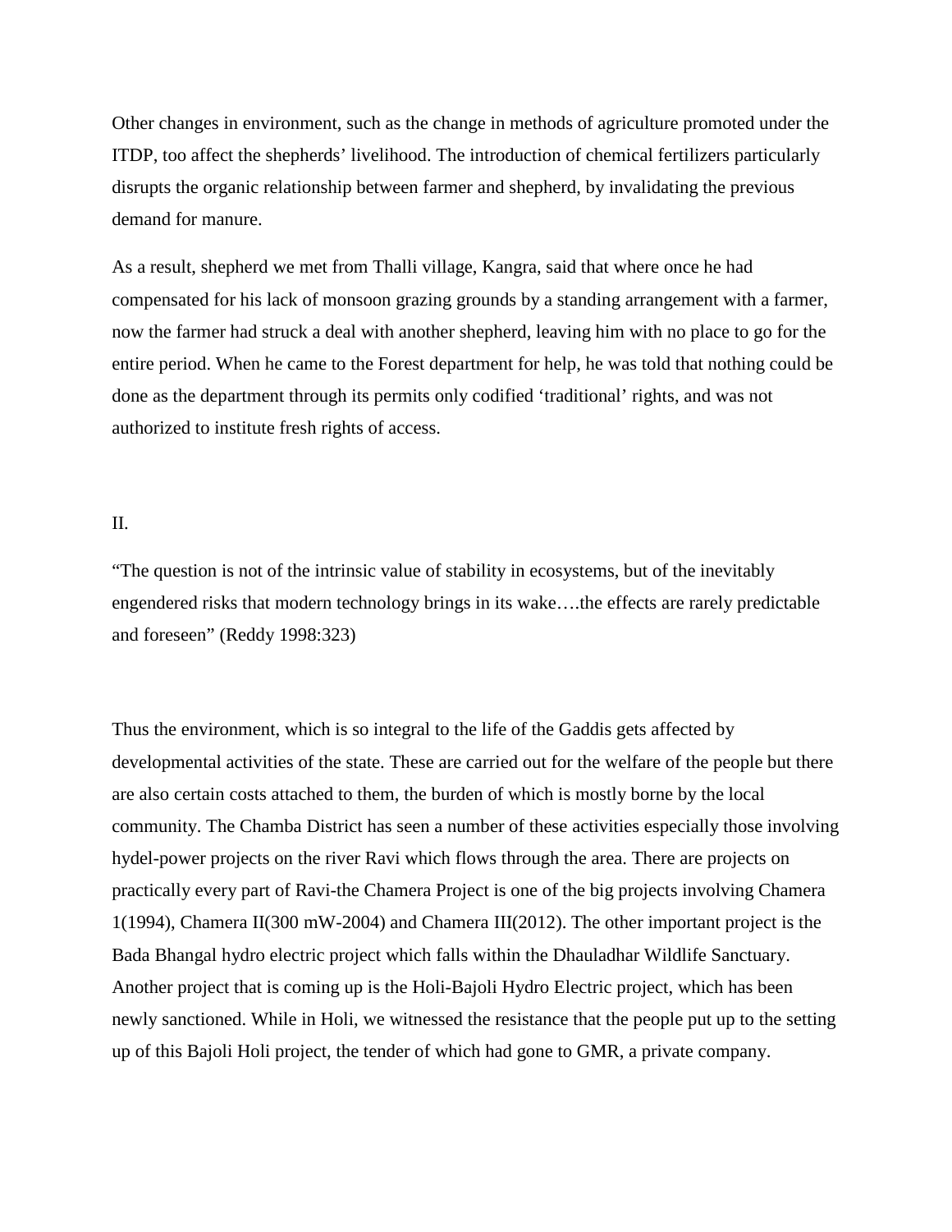Other changes in environment, such as the change in methods of agriculture promoted under the ITDP, too affect the shepherds' livelihood. The introduction of chemical fertilizers particularly disrupts the organic relationship between farmer and shepherd, by invalidating the previous demand for manure.

As a result, shepherd we met from Thalli village, Kangra, said that where once he had compensated for his lack of monsoon grazing grounds by a standing arrangement with a farmer, now the farmer had struck a deal with another shepherd, leaving him with no place to go for the entire period. When he came to the Forest department for help, he was told that nothing could be done as the department through its permits only codified 'traditional' rights, and was not authorized to institute fresh rights of access.

## II.

"The question is not of the intrinsic value of stability in ecosystems, but of the inevitably engendered risks that modern technology brings in its wake….the effects are rarely predictable and foreseen" (Reddy 1998:323)

Thus the environment, which is so integral to the life of the Gaddis gets affected by developmental activities of the state. These are carried out for the welfare of the people but there are also certain costs attached to them, the burden of which is mostly borne by the local community. The Chamba District has seen a number of these activities especially those involving hydel-power projects on the river Ravi which flows through the area. There are projects on practically every part of Ravi-the Chamera Project is one of the big projects involving Chamera 1(1994), Chamera II(300 mW-2004) and Chamera III(2012). The other important project is the Bada Bhangal hydro electric project which falls within the Dhauladhar Wildlife Sanctuary. Another project that is coming up is the Holi-Bajoli Hydro Electric project, which has been newly sanctioned. While in Holi, we witnessed the resistance that the people put up to the setting up of this Bajoli Holi project, the tender of which had gone to GMR, a private company.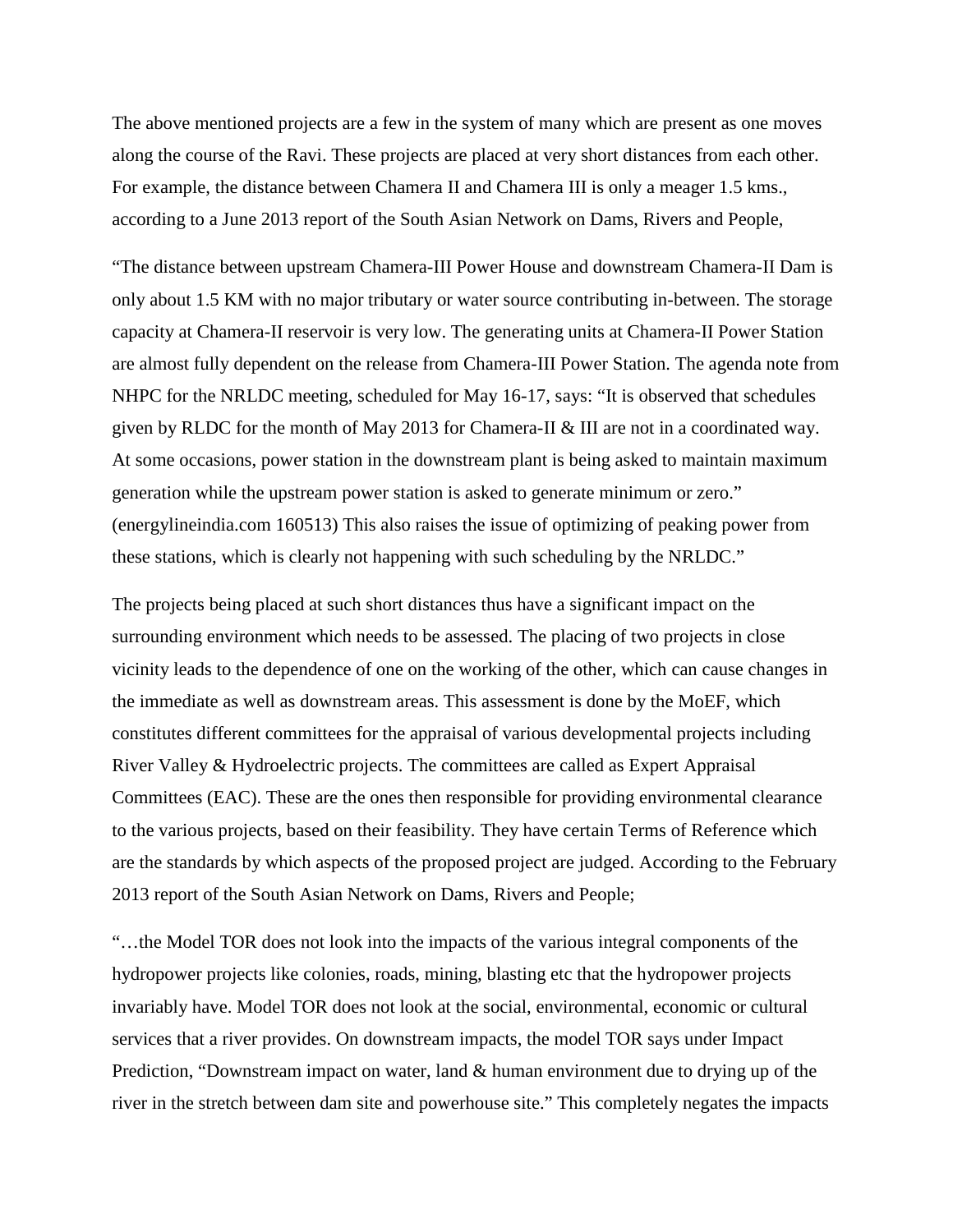The above mentioned projects are a few in the system of many which are present as one moves along the course of the Ravi. These projects are placed at very short distances from each other. For example, the distance between Chamera II and Chamera III is only a meager 1.5 kms., according to a June 2013 report of the South Asian Network on Dams, Rivers and People,

"The distance between upstream Chamera-III Power House and downstream Chamera-II Dam is only about 1.5 KM with no major tributary or water source contributing in-between. The storage capacity at Chamera-II reservoir is very low. The generating units at Chamera-II Power Station are almost fully dependent on the release from Chamera-III Power Station. The agenda note from NHPC for the NRLDC meeting, scheduled for May 16-17, says: "It is observed that schedules given by RLDC for the month of May 2013 for Chamera-II & III are not in a coordinated way. At some occasions, power station in the downstream plant is being asked to maintain maximum generation while the upstream power station is asked to generate minimum or zero." (energylineindia.com 160513) This also raises the issue of optimizing of peaking power from these stations, which is clearly not happening with such scheduling by the NRLDC."

The projects being placed at such short distances thus have a significant impact on the surrounding environment which needs to be assessed. The placing of two projects in close vicinity leads to the dependence of one on the working of the other, which can cause changes in the immediate as well as downstream areas. This assessment is done by the MoEF, which constitutes different committees for the appraisal of various developmental projects including River Valley & Hydroelectric projects. The committees are called as Expert Appraisal Committees (EAC). These are the ones then responsible for providing environmental clearance to the various projects, based on their feasibility. They have certain Terms of Reference which are the standards by which aspects of the proposed project are judged. According to the February 2013 report of the South Asian Network on Dams, Rivers and People;

"…the Model TOR does not look into the impacts of the various integral components of the hydropower projects like colonies, roads, mining, blasting etc that the hydropower projects invariably have. Model TOR does not look at the social, environmental, economic or cultural services that a river provides. On downstream impacts, the model TOR says under Impact Prediction, "Downstream impact on water, land & human environment due to drying up of the river in the stretch between dam site and powerhouse site." This completely negates the impacts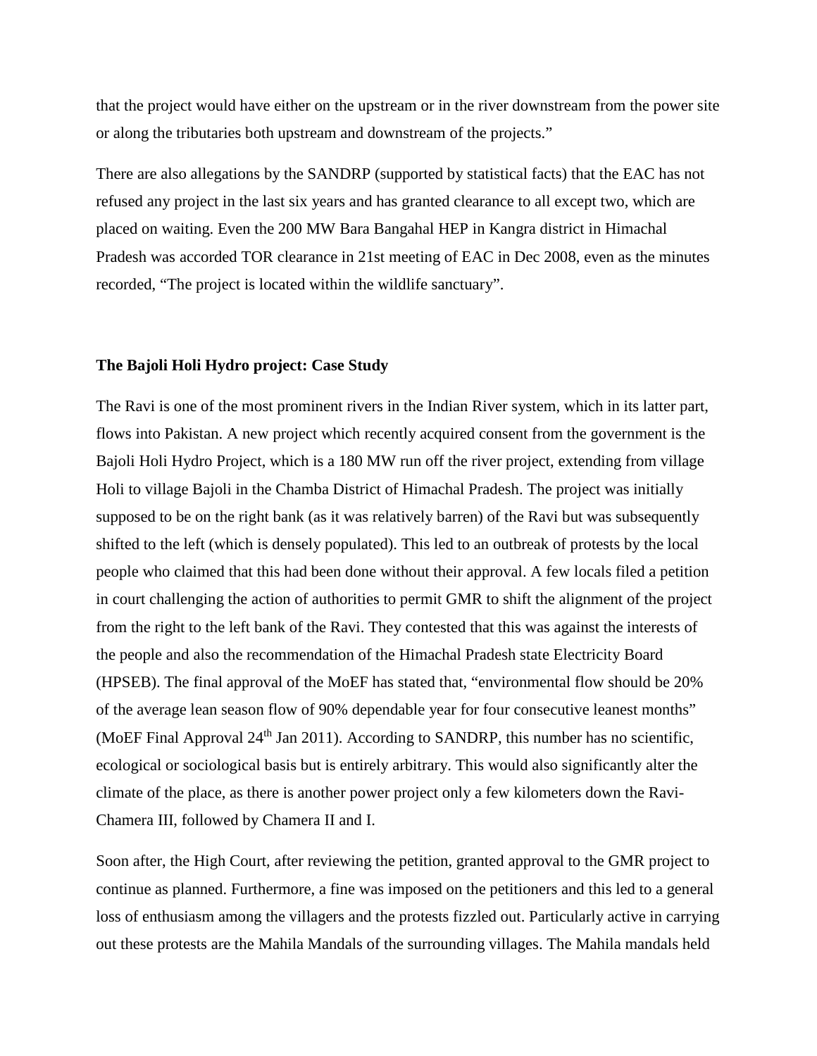that the project would have either on the upstream or in the river downstream from the power site or along the tributaries both upstream and downstream of the projects."

There are also allegations by the SANDRP (supported by statistical facts) that the EAC has not refused any project in the last six years and has granted clearance to all except two, which are placed on waiting. Even the 200 MW Bara Bangahal HEP in Kangra district in Himachal Pradesh was accorded TOR clearance in 21st meeting of EAC in Dec 2008, even as the minutes recorded, "The project is located within the wildlife sanctuary".

**The Bajoli Holi Hydro project: Case Study**

The Ravi is one of the most prominent rivers in the Indian River system, which in its latter part, flows into Pakistan. A new project which recently acquired consent from the government is the Bajoli Holi Hydro Project, which is a 180 MW run off the river project, extending from village Holi to village Bajoli in the Chamba District of Himachal Pradesh. The project was initially supposed to be on the right bank (as it was relatively barren) of the Ravi but was subsequently shifted to the left (which is densely populated). This led to an outbreak of protests by the local people who claimed that this had been done without their approval. A few locals filed a petition in court challenging the action of authorities to permit GMR to shift the alignment of the project from the right to the left bank of the Ravi. They contested that this was against the interests of the people and also the recommendation of the Himachal Pradesh state Electricity Board (HPSEB). The final approval of the MoEF has stated that, "environmental flow should be 20% of the average lean season flow of 90% dependable year for four consecutive leanest months" (MoEF Final Approval 24th Jan 2011). According to SANDRP, this number has no scientific, ecological or sociological basis but is entirely arbitrary. This would also significantly alter the climate of the place, as there is another power project only a few kilometers down the Ravi- Chamera III, followed by Chamera II and I.

Soon after, the High Court, after reviewing the petition, granted approval to the GMR project to continue as planned. Furthermore, a fine was imposed on the petitioners and this led to a general loss of enthusiasm among the villagers and the protests fizzled out. Particularly active in carrying out these protests are the Mahila Mandals of the surrounding villages. The Mahila mandals held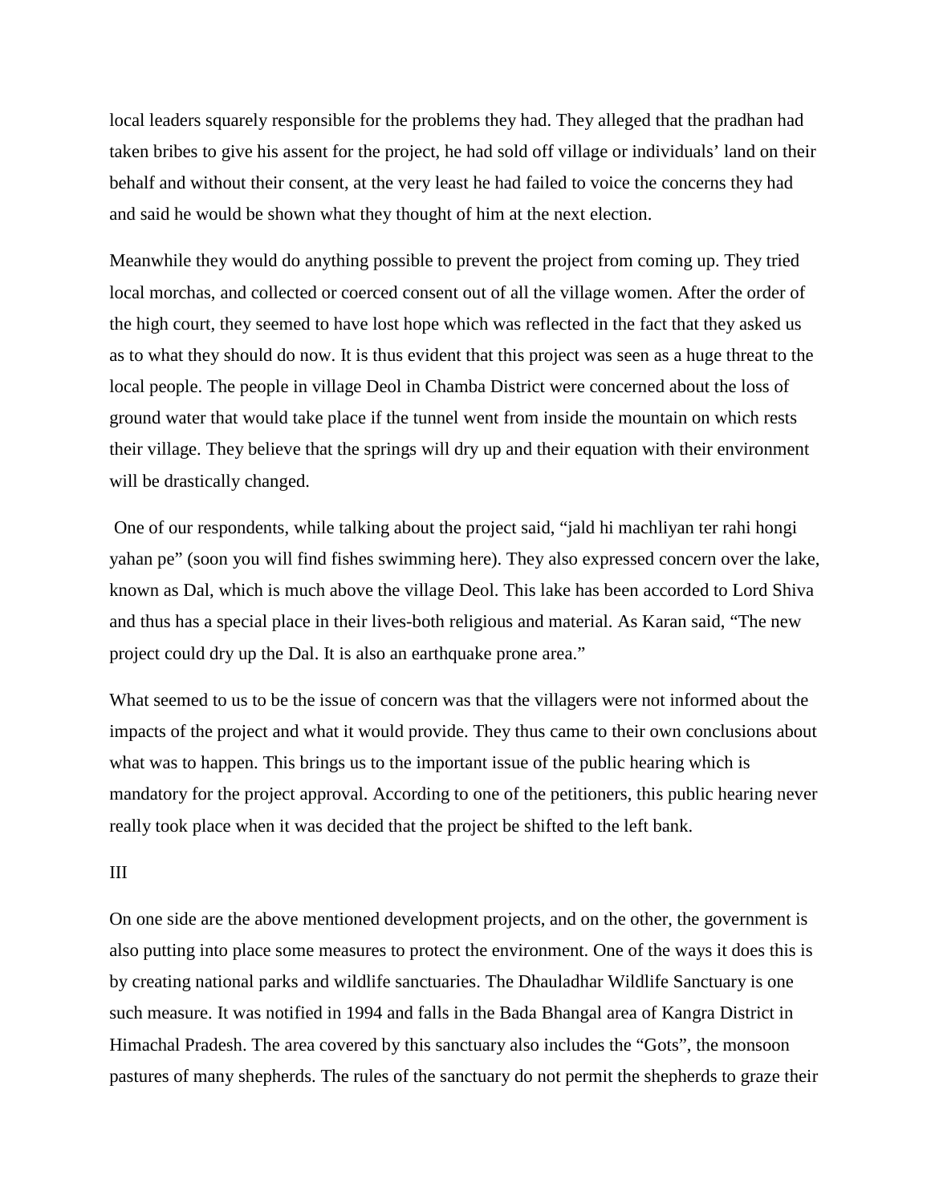local leaders squarely responsible for the problems they had. They alleged that the pradhan had taken bribes to give his assent for the project, he had sold off village or individuals' land on their behalf and without their consent, at the very least he had failed to voice the concerns they had and said he would be shown what they thought of him at the next election.

Meanwhile they would do anything possible to prevent the project from coming up. They tried local morchas, and collected or coerced consent out of all the village women. After the order of the high court, they seemed to have lost hope which was reflected in the fact that they asked us as to what they should do now. It is thus evident that this project was seen as a huge threat to the local people. The people in village Deol in Chamba District were concerned about the loss of ground water that would take place if the tunnel went from inside the mountain on which rests their village. They believe that the springs will dry up and their equation with their environment will be drastically changed.

One of our respondents, while talking about the project said, "jald hi machliyan ter rahi hongi yahan pe" (soon you will find fishes swimming here). They also expressed concern over the lake, known as Dal, which is much above the village Deol. This lake has been accorded to Lord Shiva and thus has a special place in their lives-both religious and material. As Karan said, "The new project could dry up the Dal. It is also an earthquake prone area."

What seemed to us to be the issue of concern was that the villagers were not informed about the impacts of the project and what it would provide. They thus came to their own conclusions about what was to happen. This brings us to the important issue of the public hearing which is mandatory for the project approval. According to one of the petitioners, this public hearing never really took place when it was decided that the project be shifted to the left bank.

## III

On one side are the above mentioned development projects, and on the other, the government is also putting into place some measures to protect the environment. One of the ways it does this is by creating national parks and wildlife sanctuaries. The Dhauladhar Wildlife Sanctuary is one such measure. It was notified in 1994 and falls in the Bada Bhangal area of Kangra District in Himachal Pradesh. The area covered by this sanctuary also includes the "Gots", the monsoon pastures of many shepherds. The rules of the sanctuary do not permit the shepherds to graze their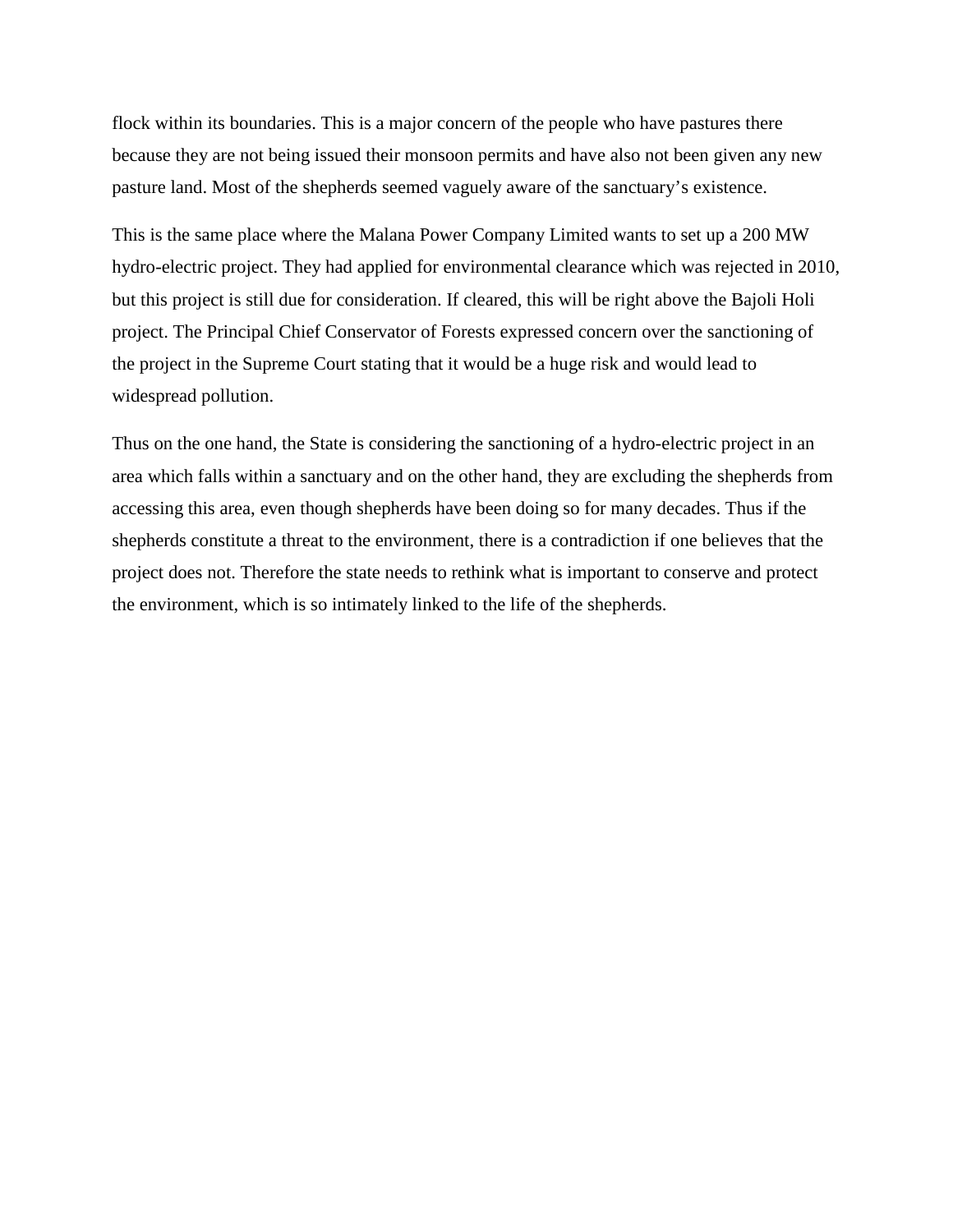flock within its boundaries. This is a major concern of the people who have pastures there because they are not being issued their monsoon permits and have also not been given any new pasture land. Most of the shepherds seemed vaguely aware of the sanctuary's existence.

This is the same place where the Malana Power Company Limited wants to set up a 200 MW hydro-electric project. They had applied for environmental clearance which was rejected in 2010, but this project is still due for consideration. If cleared, this will be right above the Bajoli Holi project. The Principal Chief Conservator of Forests expressed concern over the sanctioning of the project in the Supreme Court stating that it would be a huge risk and would lead to widespread pollution.

Thus on the one hand, the State is considering the sanctioning of a hydro-electric project in an area which falls within a sanctuary and on the other hand, they are excluding the shepherds from accessing this area, even though shepherds have been doing so for many decades. Thus if the shepherds constitute a threat to the environment, there is a contradiction if one believes that the project does not. Therefore the state needs to rethink what is important to conserve and protect the environment, which is so intimately linked to the life of the shepherds.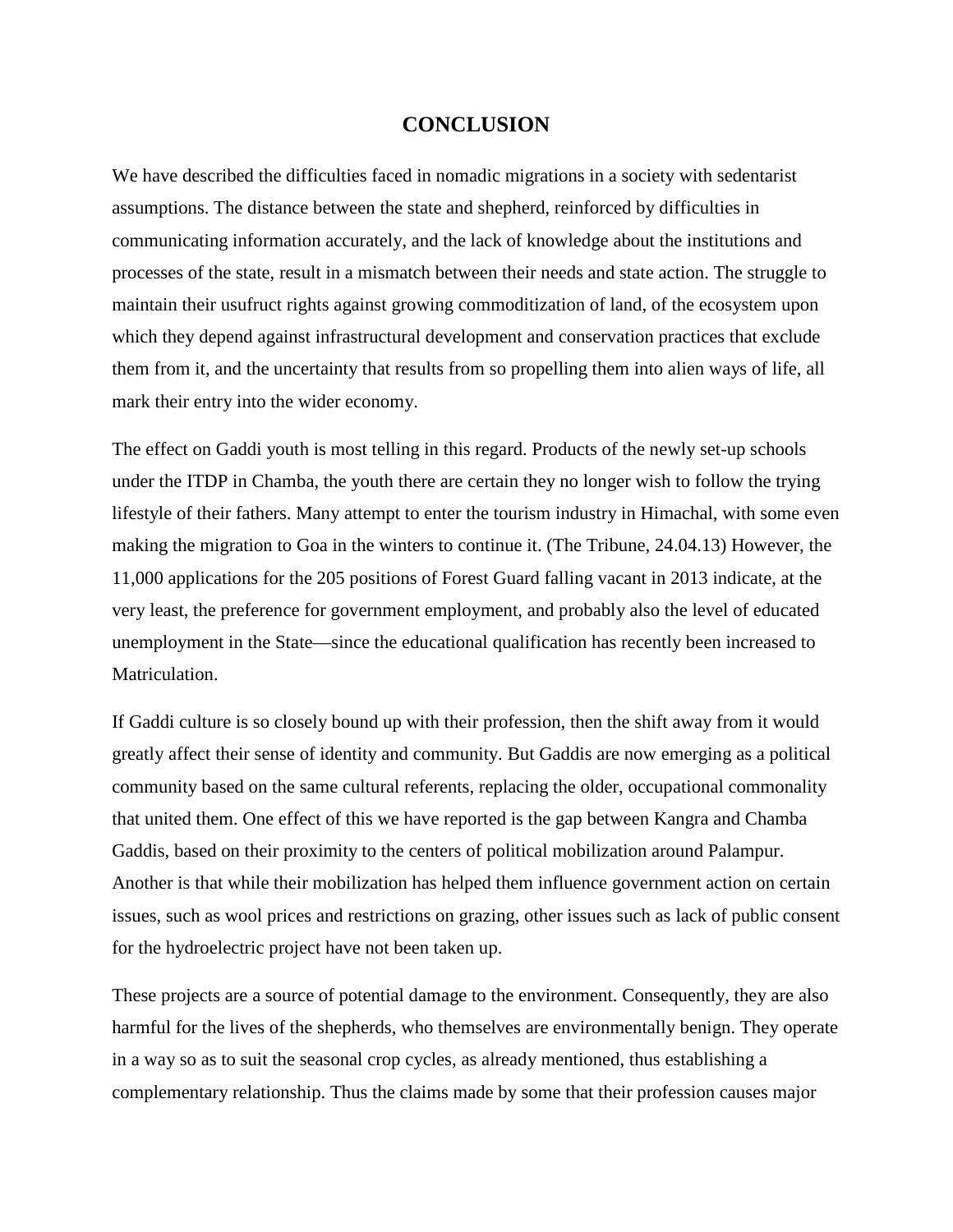# CONCLUSION

We have described the difficulties faced in nomadic migrations in a society with sedentarist assumptions. The distance between the state and shepherd, reinforced by difficulties in communicating information accurately, and the lack of knowledge about the institutions and processes of the state, result in a mismatch between their needs and state action. The struggle to maintain their usufruct rights against growing commoditization of land, of the ecosystem upon which they depend against infrastructural development and conservation practices that exclude them from it, and the uncertainty that results from so propelling them into alien ways of life, all mark their entry into the wider economy.

The effect on Gaddi youth is most telling in this regard. Products of the newly set-up schools under the ITDP in Chamba, the youth there are certain they no longer wish to follow the trying lifestyle of their fathers. Many attempt to enter the tourism industry in Himachal, with some even making the migration to Goa in the winters to continue it. (The Tribune, 24.04.13) However, the 11,000 applications for the 205 positions of Forest Guard falling vacant in 2013 indicate, at the very least, the preference for government employment, and probably also the level of educated unemployment in the State—since the educational qualification has recently been increased to Matriculation.

If Gaddi culture is so closely bound up with their profession, then the shift away from it would greatly affect their sense of identity and community. But Gaddis are now emerging as a political community based on the same cultural referents, replacing the older, occupational commonality that united them. One effect of this we have reported is the gap between Kangra and Chamba Gaddis, based on their proximity to the centers of political mobilization around Palampur. Another is that while their mobilization has helped them influence government action on certain issues, such as wool prices and restrictions on grazing, other issues such as lack of public consent for the hydroelectric project have not been taken up.

These projects are a source of potential damage to the environment. Consequently, they are also harmful for the lives of the shepherds, who themselves are environmentally benign. They operate in a way so as to suit the seasonal crop cycles, as already mentioned, thus establishing a complementary relationship. Thus the claims made by some that their profession causes major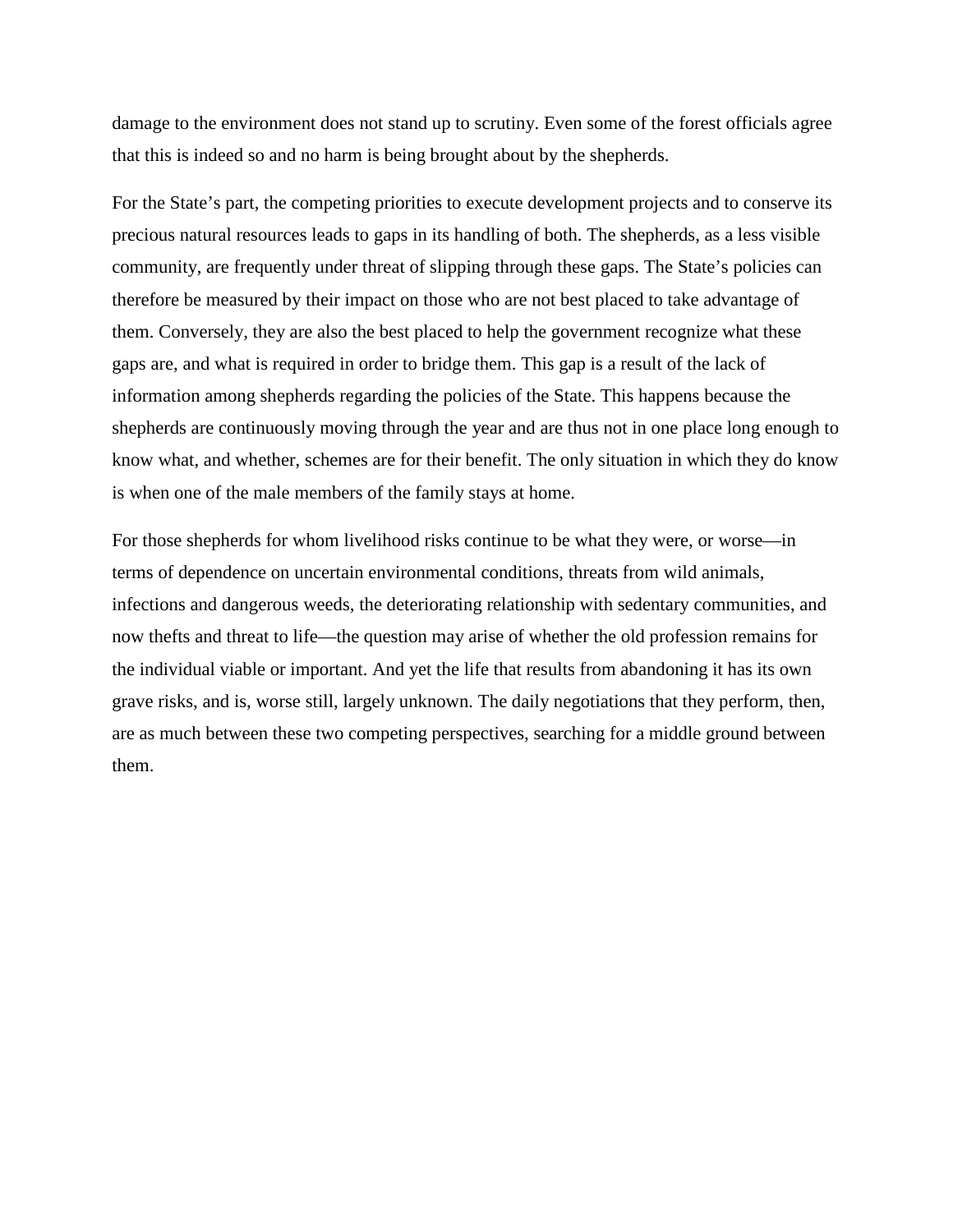damage to the environment does not stand up to scrutiny. Even some of the forest officials agree that this is indeed so and no harm is being brought about by the shepherds.

For the State's part, the competing priorities to execute development projects and to conserve its precious natural resources leads to gaps in its handling of both. The shepherds, as a less visible community, are frequently under threat of slipping through these gaps. The State's policies can therefore be measured by their impact on those who are not best placed to take advantage of them. Conversely, they are also the best placed to help the government recognize what these gaps are, and what is required in order to bridge them. This gap is a result of the lack of information among shepherds regarding the policies of the State. This happens because the shepherds are continuously moving through the year and are thus not in one place long enough to know what, and whether, schemes are for their benefit. The only situation in which they do know is when one of the male members of the family stays at home.

For those shepherds for whom livelihood risks continue to be what they were, or worse—in terms of dependence on uncertain environmental conditions, threats from wild animals, infections and dangerous weeds, the deteriorating relationship with sedentary communities, and now thefts and threat to life—the question may arise of whether the old profession remains for the individual viable or important. And yet the life that results from abandoning it has its own grave risks, and is, worse still, largely unknown. The daily negotiations that they perform, then, are as much between these two competing perspectives, searching for a middle ground between them.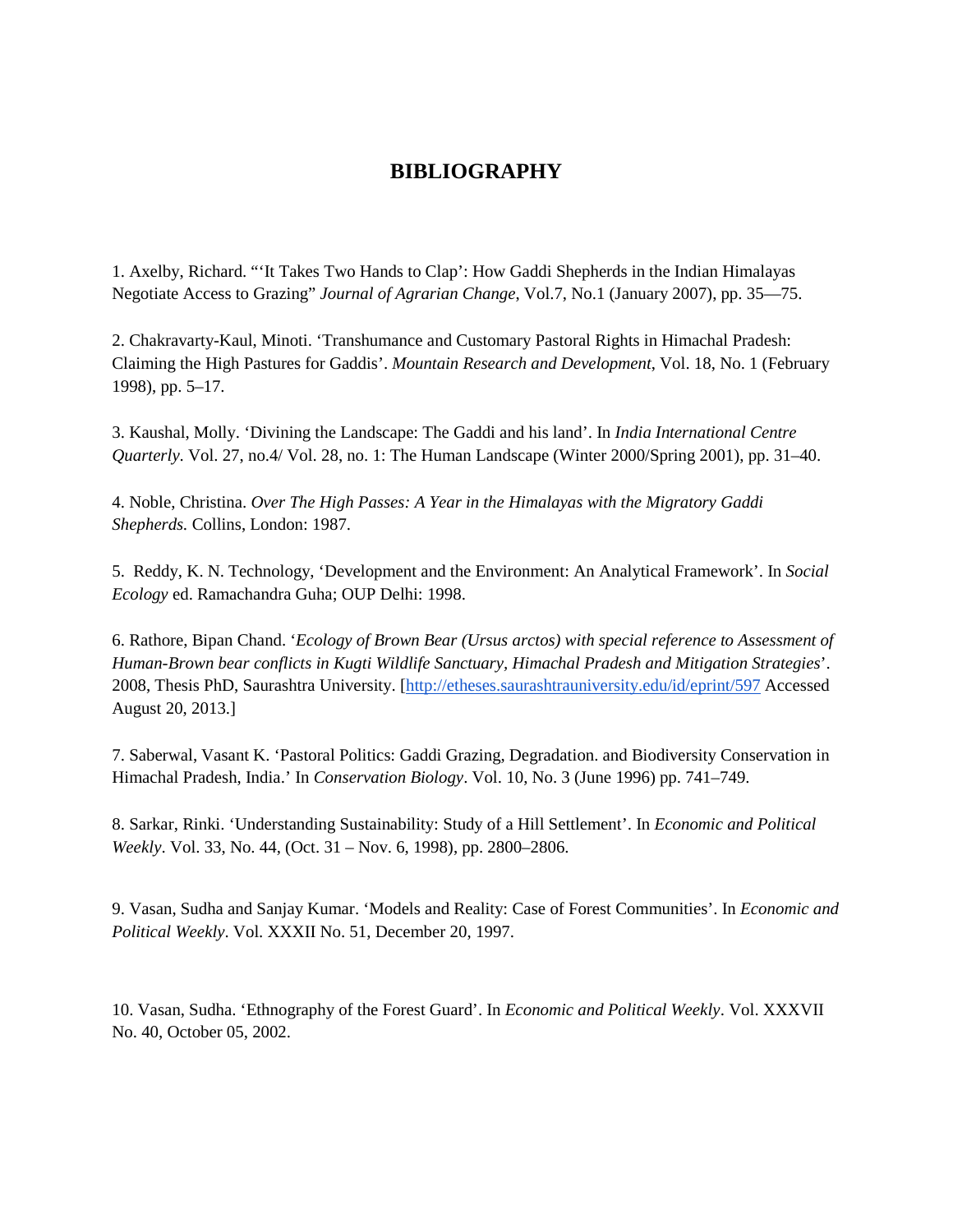# BIBLIOGRAPHY

1. Axelby, Richard. "'It Takes Two Hands to Clap': How Gaddi Shepherds in the Indian Himalayas Negotiate Access to Grazing" *Journal of Agrarian Change*, Vol.7, No.1 (January 2007), pp. 35—75.

2. Chakravarty-Kaul, Minoti. 'Transhumance and Customary Pastoral Rights in Himachal Pradesh: Claiming the High Pastures for Gaddis'. *Mountain Research and Development*, Vol. 18, No. 1 (February 1998), pp. 5–17.

3. Kaushal, Molly. 'Divining the Landscape: The Gaddi and his land'. In *India International Centre Quarterly*. Vol. 27, no.4/ Vol. 28, no. 1: The Human Landscape (Winter 2000/Spring 2001), pp. 31–40.

4. Noble, Christina. *Over The High Passes: A Year in the Himalayas with the Migratory Gaddi Shepherds.* Collins, London: 1987.

5. Reddy, K. N. Technology, 'Development and the Environment: An Analytical Framework'. In *Social Ecology* ed. Ramachandra Guha; OUP Delhi: 1998.

6. Rathore, Bipan Chand. '*Ecology of Brown Bear (Ursus arctos) with special reference to Assessment of Human-Brown bear conflicts in Kugti Wildlife Sanctuary, Himachal Pradesh and Mitigation Strategies*'. 2008, Thesis PhD, Saurashtra University. [http://etheses.saurashtrauniversity.edu/id/eprint/597 Accessed August 20, 2013.]

7. Saberwal, Vasant K. 'Pastoral Politics: Gaddi Grazing, Degradation. and Biodiversity Conservation in Himachal Pradesh, India.' In *Conservation Biology*. Vol. 10, No. 3 (June 1996) pp. 741–749.

8. Sarkar, Rinki. 'Understanding Sustainability: Study of a Hill Settlement'. In *Economic and Political Weekly*. Vol. 33, No. 44, (Oct. 31 – Nov. 6, 1998), pp. 2800–2806.

9. Vasan, Sudha and Sanjay Kumar. 'Models and Reality: Case of Forest Communities'. In *Economic and Political Weekly*. Vol. XXXII No. 51, December 20, 1997.

10. Vasan, Sudha. 'Ethnography of the Forest Guard'. In *Economic and Political Weekly*. Vol. XXXVII No. 40, October 05, 2002.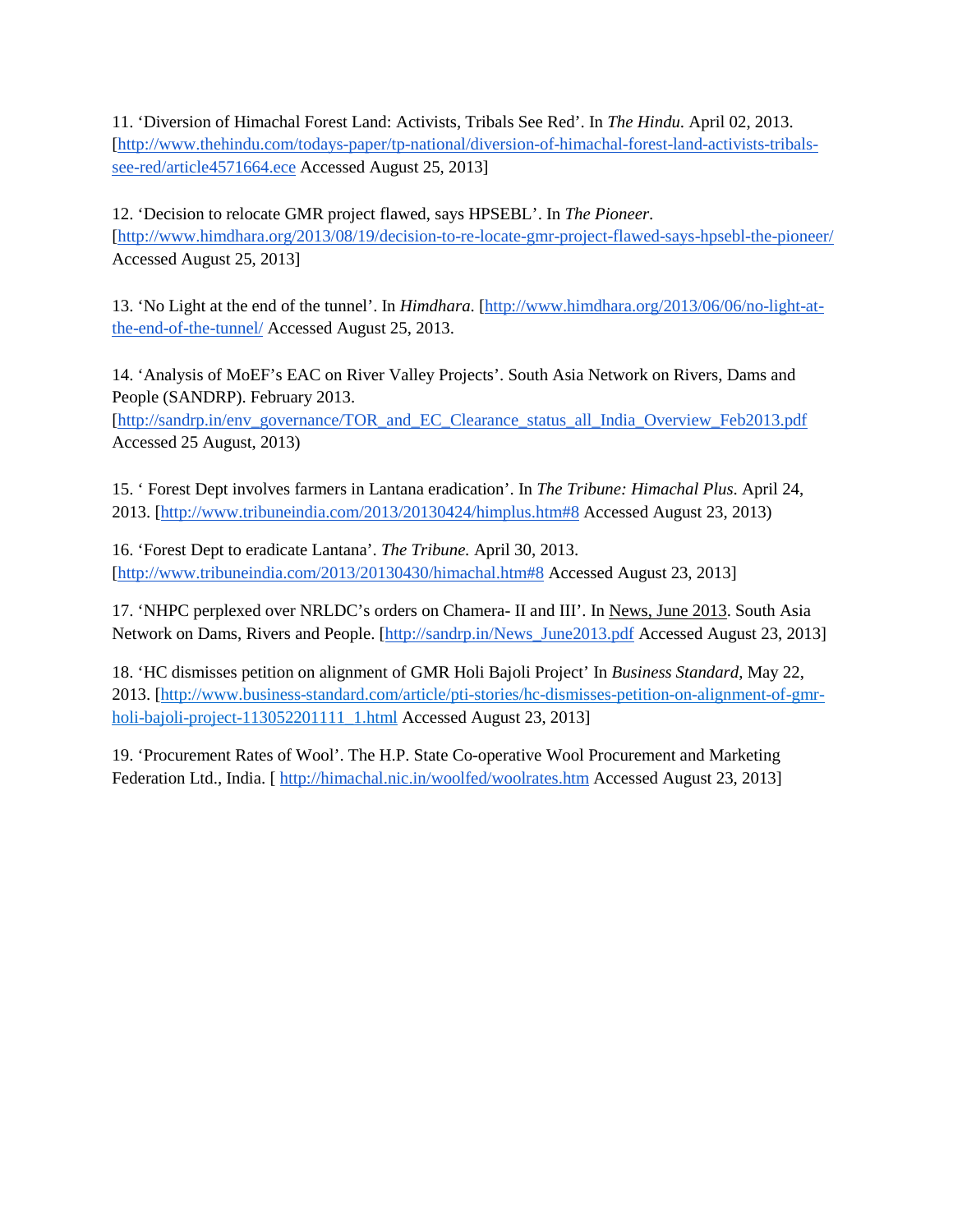11. 'Diversion of Himachal Forest Land: Activists, Tribals See Red'. In *The Hindu*. April 02, 2013. [http://www.thehindu.com/todays-paper/tp-national/diversion-of-himachal-forest-land-activists-tribals-see-red/article4571664.ece Accessed August 25, 2013]

12. 'Decision to relocate GMR project flawed, says HPSEBL'. In *The Pioneer*. [http://www.himdhara.org/2013/08/19/decision-to-re-locate-gmr-project-flawed-says-hpsebl-the-pioneer/ Accessed August 25, 2013]

13. 'No Light at the end of the tunnel'. In *Himdhara*. [http://www.himdhara.org/2013/06/06/no-light-at-the-end-of-the-tunnel/ Accessed August 25, 2013.

14. 'Analysis of MoEF's EAC on River Valley Projects'. South Asia Network on Rivers, Dams and People (SANDRP). February 2013. [http://sandrp.in/env_governance/TOR_and_EC_Clearance_status_all_India_Overview_Feb2013.pdf Accessed 25 August, 2013)

15. ' Forest Dept involves farmers in Lantana eradication'. In *The Tribune: Himachal Plus*. April 24, 2013. [http://www.tribuneindia.com/2013/20130424/himplus.htm#8 Accessed August 23, 2013)

16. 'Forest Dept to eradicate Lantana'. *The Tribune.* April 30, 2013. [http://www.tribuneindia.com/2013/20130430/himachal.htm#8 Accessed August 23, 2013]

17. 'NHPC perplexed over NRLDC's orders on Chamera- II and III'. In News, June 2013. South Asia Network on Dams, Rivers and People. [http://sandrp.in/News_June2013.pdf Accessed August 23, 2013]

18. 'HC dismisses petition on alignment of GMR Holi Bajoli Project' In *Business Standard*, May 22, 2013. [http://www.business-standard.com/article/pti-stories/hc-dismisses-petition-on-alignment-of-gmr-holi-bajoli-project-113052201111_1.html Accessed August 23, 2013]

19. 'Procurement Rates of Wool'. The H.P. State Co-operative Wool Procurement and Marketing Federation Ltd., India. [ http://himachal.nic.in/woolfed/woolrates.htm Accessed August 23, 2013]